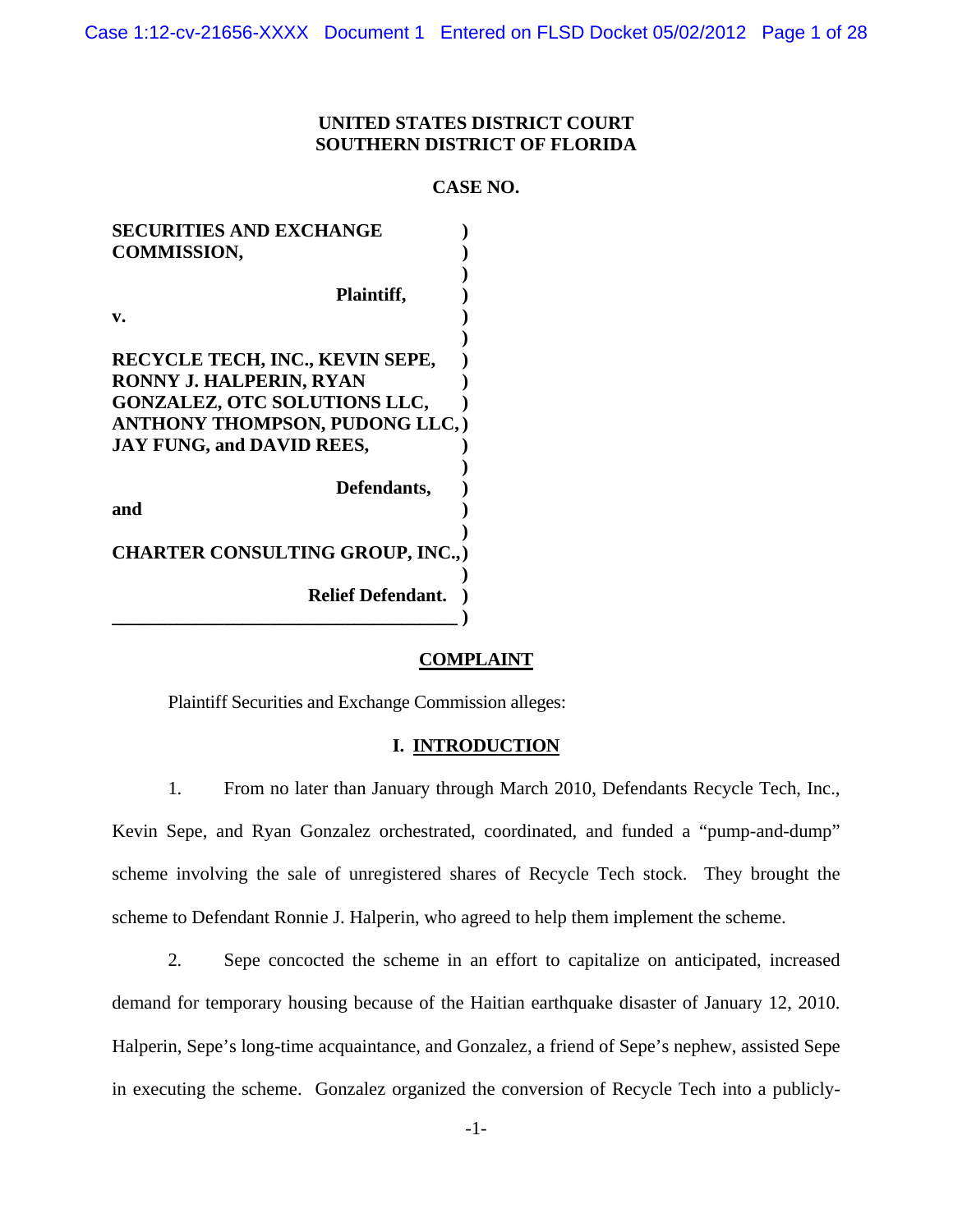**UNITED STATES DISTRICT COURT**
**SOUTHERN DISTRICT OF FLORIDA**

**CASE NO.**

**SECURITIES AND EXCHANGE COMMISSION,**

**Plaintiff,**

**v.**

**RECYCLE TECH, INC., KEVIN SEPE, RONNY J. HALPERIN, RYAN GONZALEZ, OTC SOLUTIONS LLC, ANTHONY THOMPSON, PUDONG LLC, JAY FUNG, and DAVID REES,**

**Defendants,**

**and**

**CHARTER CONSULTING GROUP, INC.,**

**Relief Defendant.**

## COMPLAINT

Plaintiff Securities and Exchange Commission alleges:

## I. INTRODUCTION

1. From no later than January through March 2010, Defendants Recycle Tech, Inc., Kevin Sepe, and Ryan Gonzalez orchestrated, coordinated, and funded a "pump-and-dump" scheme involving the sale of unregistered shares of Recycle Tech stock. They brought the scheme to Defendant Ronnie J. Halperin, who agreed to help them implement the scheme.

2. Sepe concocted the scheme in an effort to capitalize on anticipated, increased demand for temporary housing because of the Haitian earthquake disaster of January 12, 2010. Halperin, Sepe's long-time acquaintance, and Gonzalez, a friend of Sepe's nephew, assisted Sepe in executing the scheme. Gonzalez organized the conversion of Recycle Tech into a publicly-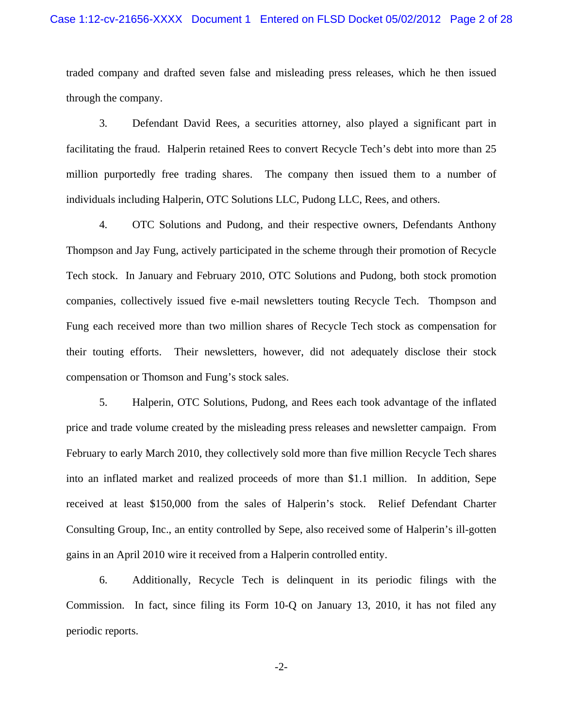traded company and drafted seven false and misleading press releases, which he then issued through the company.

3. Defendant David Rees, a securities attorney, also played a significant part in facilitating the fraud. Halperin retained Rees to convert Recycle Tech's debt into more than 25 million purportedly free trading shares. The company then issued them to a number of individuals including Halperin, OTC Solutions LLC, Pudong LLC, Rees, and others.

4. OTC Solutions and Pudong, and their respective owners, Defendants Anthony Thompson and Jay Fung, actively participated in the scheme through their promotion of Recycle Tech stock. In January and February 2010, OTC Solutions and Pudong, both stock promotion companies, collectively issued five e-mail newsletters touting Recycle Tech. Thompson and Fung each received more than two million shares of Recycle Tech stock as compensation for their touting efforts. Their newsletters, however, did not adequately disclose their stock compensation or Thomson and Fung's stock sales.

5. Halperin, OTC Solutions, Pudong, and Rees each took advantage of the inflated price and trade volume created by the misleading press releases and newsletter campaign. From February to early March 2010, they collectively sold more than five million Recycle Tech shares into an inflated market and realized proceeds of more than $1.1 million. In addition, Sepe received at least $150,000 from the sales of Halperin's stock. Relief Defendant Charter Consulting Group, Inc., an entity controlled by Sepe, also received some of Halperin's ill-gotten gains in an April 2010 wire it received from a Halperin controlled entity.

6. Additionally, Recycle Tech is delinquent in its periodic filings with the Commission. In fact, since filing its Form 10-Q on January 13, 2010, it has not filed any periodic reports.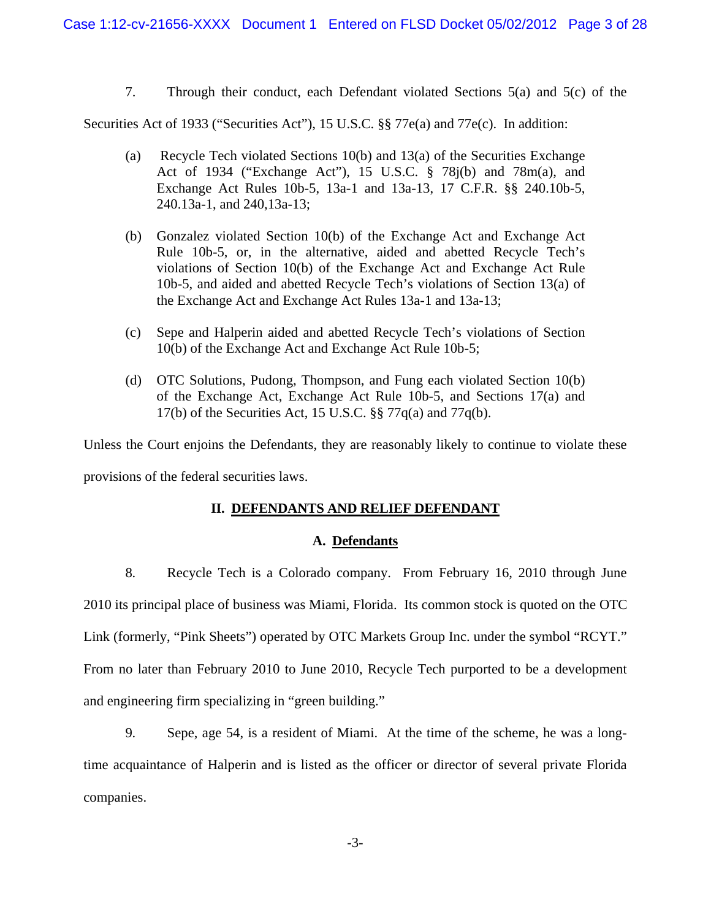7. Through their conduct, each Defendant violated Sections 5(a) and 5(c) of the Securities Act of 1933 ("Securities Act"), 15 U.S.C. §§ 77e(a) and 77e(c). In addition:

> (a) Recycle Tech violated Sections 10(b) and 13(a) of the Securities Exchange Act of 1934 ("Exchange Act"), 15 U.S.C. § 78j(b) and 78m(a), and Exchange Act Rules 10b-5, 13a-1 and 13a-13, 17 C.F.R. §§ 240.10b-5, 240.13a-1, and 240,13a-13;
>
> (b) Gonzalez violated Section 10(b) of the Exchange Act and Exchange Act Rule 10b-5, or, in the alternative, aided and abetted Recycle Tech's violations of Section 10(b) of the Exchange Act and Exchange Act Rule 10b-5, and aided and abetted Recycle Tech's violations of Section 13(a) of the Exchange Act and Exchange Act Rules 13a-1 and 13a-13;
>
> (c) Sepe and Halperin aided and abetted Recycle Tech's violations of Section 10(b) of the Exchange Act and Exchange Act Rule 10b-5;
>
> (d) OTC Solutions, Pudong, Thompson, and Fung each violated Section 10(b) of the Exchange Act, Exchange Act Rule 10b-5, and Sections 17(a) and 17(b) of the Securities Act, 15 U.S.C. §§ 77q(a) and 77q(b).

Unless the Court enjoins the Defendants, they are reasonably likely to continue to violate these provisions of the federal securities laws.

## II. DEFENDANTS AND RELIEF DEFENDANT

### A. Defendants

8. Recycle Tech is a Colorado company. From February 16, 2010 through June 2010 its principal place of business was Miami, Florida. Its common stock is quoted on the OTC Link (formerly, "Pink Sheets") operated by OTC Markets Group Inc. under the symbol "RCYT." From no later than February 2010 to June 2010, Recycle Tech purported to be a development and engineering firm specializing in "green building."

9. Sepe, age 54, is a resident of Miami. At the time of the scheme, he was a long-time acquaintance of Halperin and is listed as the officer or director of several private Florida companies.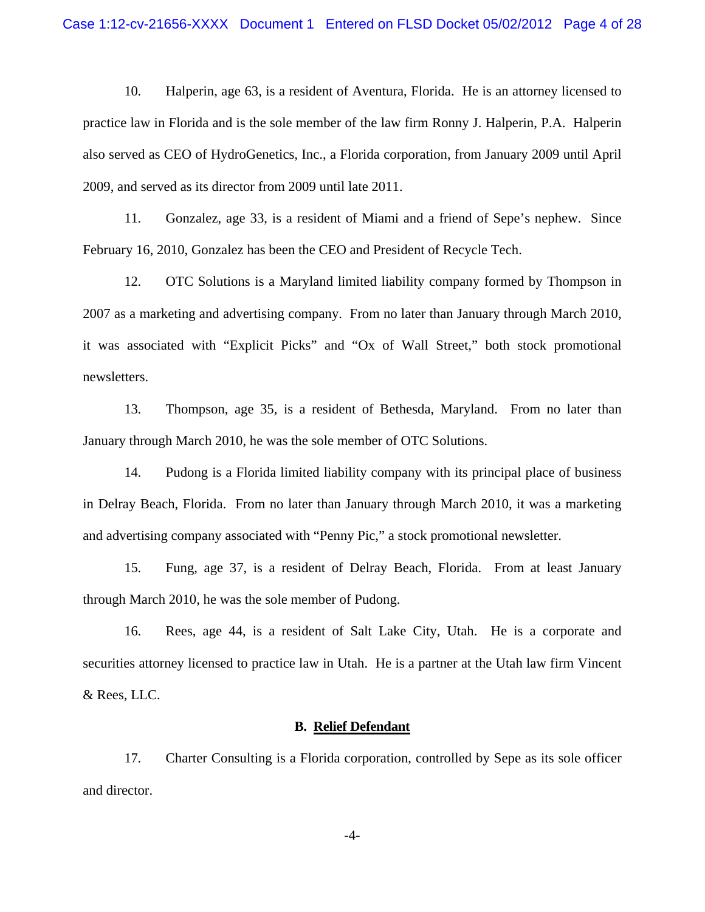10. Halperin, age 63, is a resident of Aventura, Florida. He is an attorney licensed to practice law in Florida and is the sole member of the law firm Ronny J. Halperin, P.A. Halperin also served as CEO of HydroGenetics, Inc., a Florida corporation, from January 2009 until April 2009, and served as its director from 2009 until late 2011.

11. Gonzalez, age 33, is a resident of Miami and a friend of Sepe's nephew. Since February 16, 2010, Gonzalez has been the CEO and President of Recycle Tech.

12. OTC Solutions is a Maryland limited liability company formed by Thompson in 2007 as a marketing and advertising company. From no later than January through March 2010, it was associated with "Explicit Picks" and "Ox of Wall Street," both stock promotional newsletters.

13. Thompson, age 35, is a resident of Bethesda, Maryland. From no later than January through March 2010, he was the sole member of OTC Solutions.

14. Pudong is a Florida limited liability company with its principal place of business in Delray Beach, Florida. From no later than January through March 2010, it was a marketing and advertising company associated with "Penny Pic," a stock promotional newsletter.

15. Fung, age 37, is a resident of Delray Beach, Florida. From at least January through March 2010, he was the sole member of Pudong.

16. Rees, age 44, is a resident of Salt Lake City, Utah. He is a corporate and securities attorney licensed to practice law in Utah. He is a partner at the Utah law firm Vincent & Rees, LLC.

### B. Relief Defendant

17. Charter Consulting is a Florida corporation, controlled by Sepe as its sole officer and director.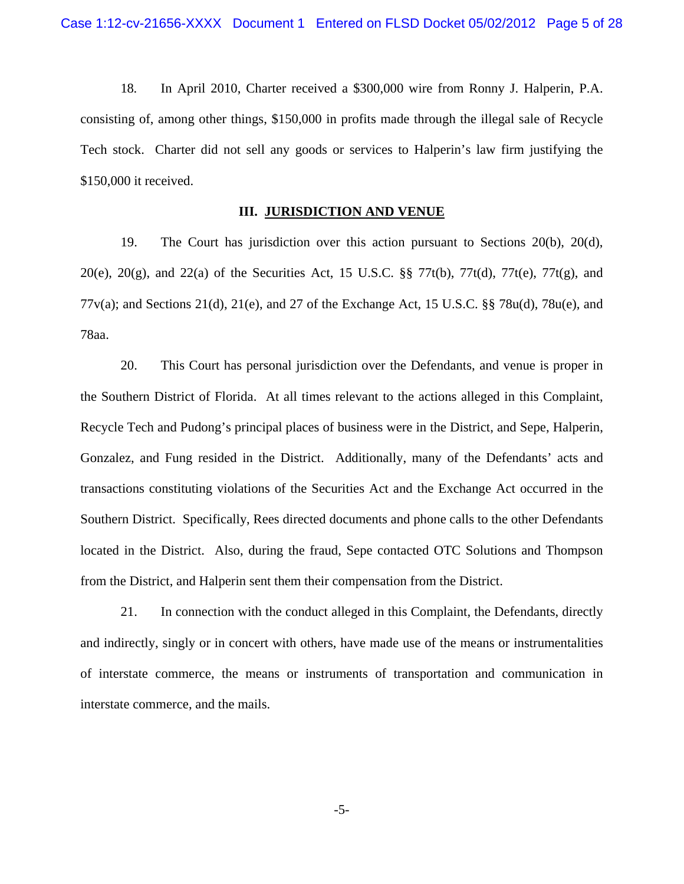18. In April 2010, Charter received a $300,000 wire from Ronny J. Halperin, P.A. consisting of, among other things, $150,000 in profits made through the illegal sale of Recycle Tech stock. Charter did not sell any goods or services to Halperin's law firm justifying the $150,000 it received.

## III. JURISDICTION AND VENUE

19. The Court has jurisdiction over this action pursuant to Sections 20(b), 20(d), 20(e), 20(g), and 22(a) of the Securities Act, 15 U.S.C. §§ 77t(b), 77t(d), 77t(e), 77t(g), and 77v(a); and Sections 21(d), 21(e), and 27 of the Exchange Act, 15 U.S.C. §§ 78u(d), 78u(e), and 78aa.

20. This Court has personal jurisdiction over the Defendants, and venue is proper in the Southern District of Florida. At all times relevant to the actions alleged in this Complaint, Recycle Tech and Pudong's principal places of business were in the District, and Sepe, Halperin, Gonzalez, and Fung resided in the District. Additionally, many of the Defendants' acts and transactions constituting violations of the Securities Act and the Exchange Act occurred in the Southern District. Specifically, Rees directed documents and phone calls to the other Defendants located in the District. Also, during the fraud, Sepe contacted OTC Solutions and Thompson from the District, and Halperin sent them their compensation from the District.

21. In connection with the conduct alleged in this Complaint, the Defendants, directly and indirectly, singly or in concert with others, have made use of the means or instrumentalities of interstate commerce, the means or instruments of transportation and communication in interstate commerce, and the mails.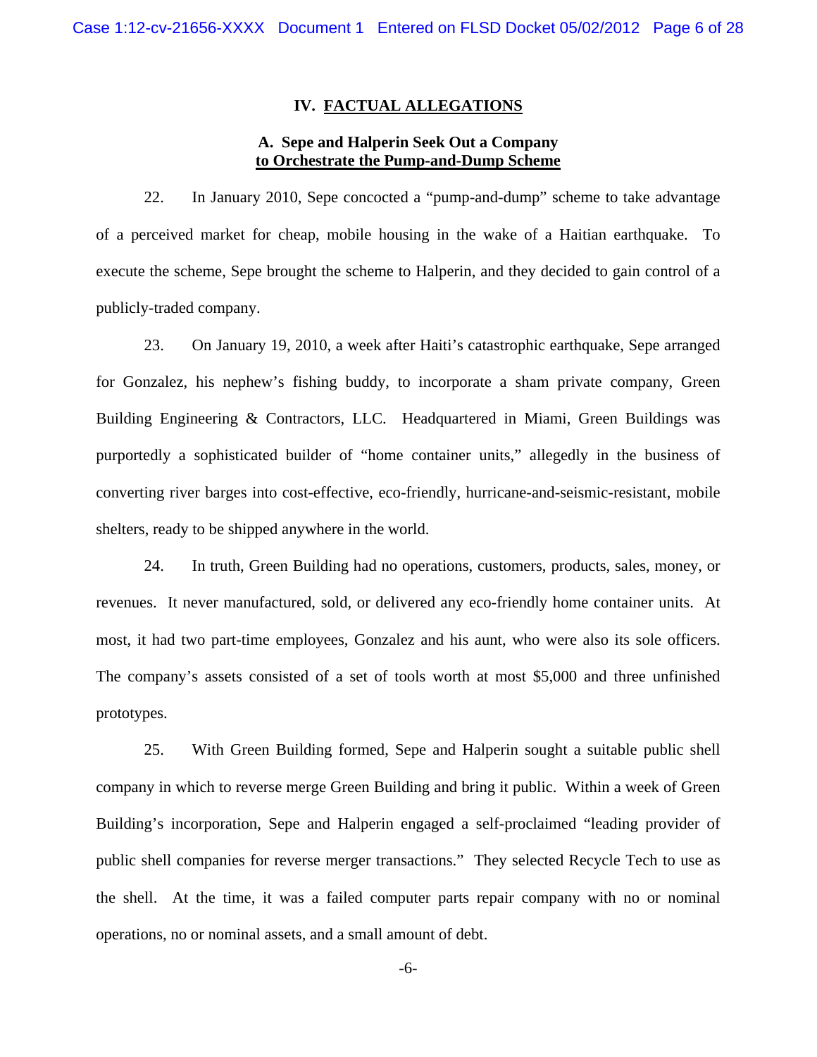## IV. FACTUAL ALLEGATIONS

### A. Sepe and Halperin Seek Out a Company to Orchestrate the Pump-and-Dump Scheme

22. In January 2010, Sepe concocted a "pump-and-dump" scheme to take advantage of a perceived market for cheap, mobile housing in the wake of a Haitian earthquake. To execute the scheme, Sepe brought the scheme to Halperin, and they decided to gain control of a publicly-traded company.

23. On January 19, 2010, a week after Haiti's catastrophic earthquake, Sepe arranged for Gonzalez, his nephew's fishing buddy, to incorporate a sham private company, Green Building Engineering & Contractors, LLC. Headquartered in Miami, Green Buildings was purportedly a sophisticated builder of "home container units," allegedly in the business of converting river barges into cost-effective, eco-friendly, hurricane-and-seismic-resistant, mobile shelters, ready to be shipped anywhere in the world.

24. In truth, Green Building had no operations, customers, products, sales, money, or revenues. It never manufactured, sold, or delivered any eco-friendly home container units. At most, it had two part-time employees, Gonzalez and his aunt, who were also its sole officers. The company's assets consisted of a set of tools worth at most $5,000 and three unfinished prototypes.

25. With Green Building formed, Sepe and Halperin sought a suitable public shell company in which to reverse merge Green Building and bring it public. Within a week of Green Building's incorporation, Sepe and Halperin engaged a self-proclaimed "leading provider of public shell companies for reverse merger transactions." They selected Recycle Tech to use as the shell. At the time, it was a failed computer parts repair company with no or nominal operations, no or nominal assets, and a small amount of debt.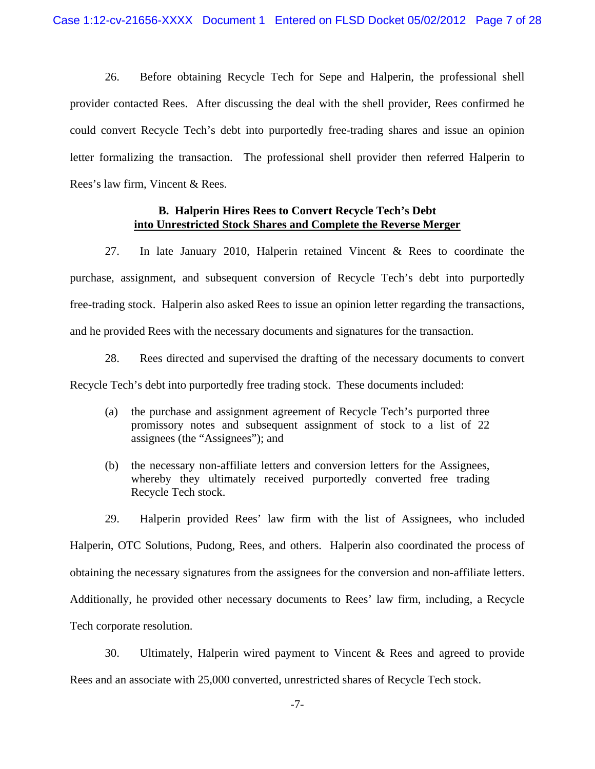26. Before obtaining Recycle Tech for Sepe and Halperin, the professional shell provider contacted Rees. After discussing the deal with the shell provider, Rees confirmed he could convert Recycle Tech's debt into purportedly free-trading shares and issue an opinion letter formalizing the transaction. The professional shell provider then referred Halperin to Rees's law firm, Vincent & Rees.

### B. Halperin Hires Rees to Convert Recycle Tech's Debt into Unrestricted Stock Shares and Complete the Reverse Merger

27. In late January 2010, Halperin retained Vincent & Rees to coordinate the purchase, assignment, and subsequent conversion of Recycle Tech's debt into purportedly free-trading stock. Halperin also asked Rees to issue an opinion letter regarding the transactions, and he provided Rees with the necessary documents and signatures for the transaction.

28. Rees directed and supervised the drafting of the necessary documents to convert Recycle Tech's debt into purportedly free trading stock. These documents included:

(a) the purchase and assignment agreement of Recycle Tech's purported three promissory notes and subsequent assignment of stock to a list of 22 assignees (the "Assignees"); and

(b) the necessary non-affiliate letters and conversion letters for the Assignees, whereby they ultimately received purportedly converted free trading Recycle Tech stock.

29. Halperin provided Rees' law firm with the list of Assignees, who included Halperin, OTC Solutions, Pudong, Rees, and others. Halperin also coordinated the process of obtaining the necessary signatures from the assignees for the conversion and non-affiliate letters. Additionally, he provided other necessary documents to Rees' law firm, including, a Recycle Tech corporate resolution.

30. Ultimately, Halperin wired payment to Vincent & Rees and agreed to provide Rees and an associate with 25,000 converted, unrestricted shares of Recycle Tech stock.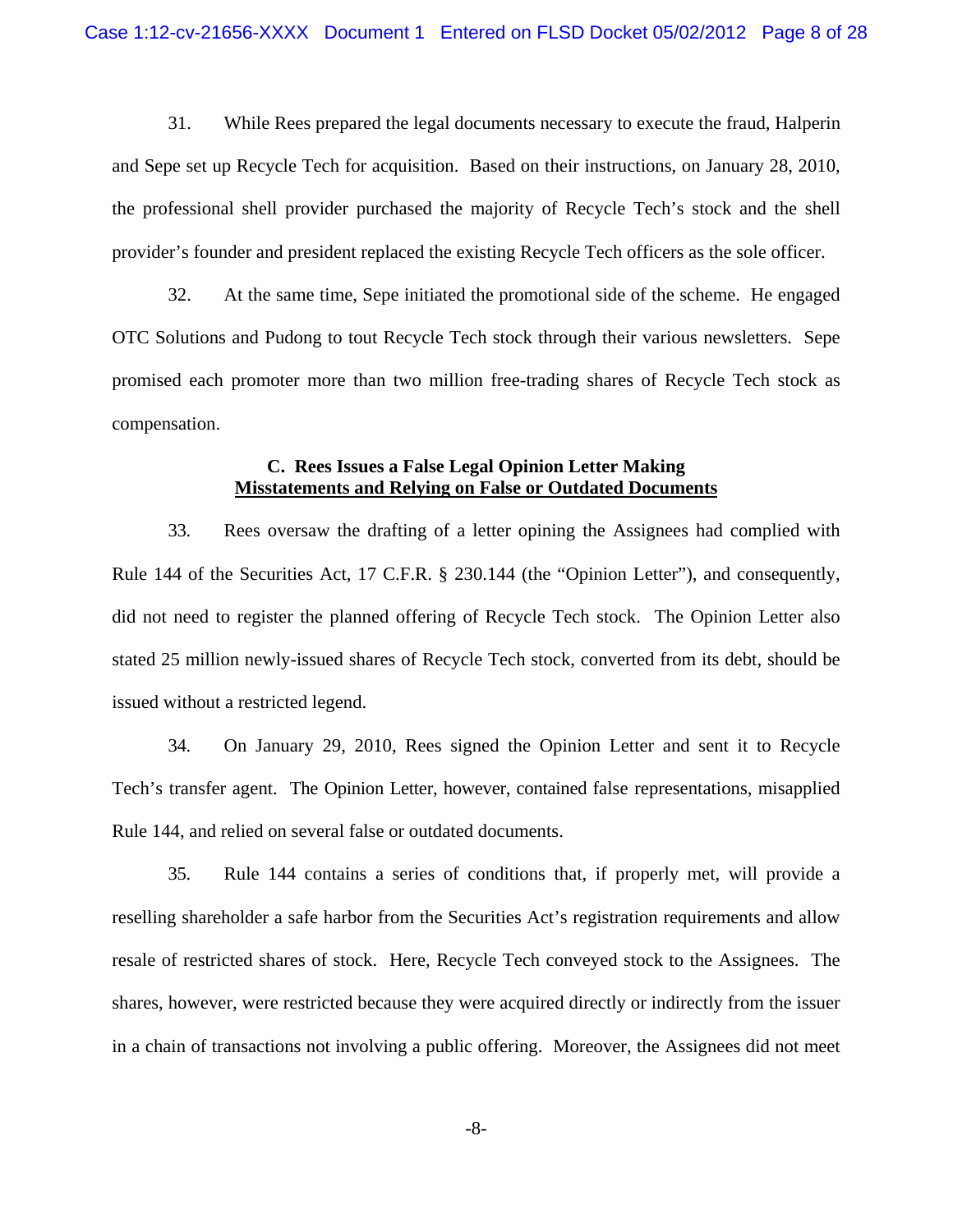31. While Rees prepared the legal documents necessary to execute the fraud, Halperin and Sepe set up Recycle Tech for acquisition. Based on their instructions, on January 28, 2010, the professional shell provider purchased the majority of Recycle Tech's stock and the shell provider's founder and president replaced the existing Recycle Tech officers as the sole officer.

32. At the same time, Sepe initiated the promotional side of the scheme. He engaged OTC Solutions and Pudong to tout Recycle Tech stock through their various newsletters. Sepe promised each promoter more than two million free-trading shares of Recycle Tech stock as compensation.

### C. Rees Issues a False Legal Opinion Letter Making Misstatements and Relying on False or Outdated Documents

33. Rees oversaw the drafting of a letter opining the Assignees had complied with Rule 144 of the Securities Act, 17 C.F.R. § 230.144 (the "Opinion Letter"), and consequently, did not need to register the planned offering of Recycle Tech stock. The Opinion Letter also stated 25 million newly-issued shares of Recycle Tech stock, converted from its debt, should be issued without a restricted legend.

34. On January 29, 2010, Rees signed the Opinion Letter and sent it to Recycle Tech's transfer agent. The Opinion Letter, however, contained false representations, misapplied Rule 144, and relied on several false or outdated documents.

35. Rule 144 contains a series of conditions that, if properly met, will provide a reselling shareholder a safe harbor from the Securities Act's registration requirements and allow resale of restricted shares of stock. Here, Recycle Tech conveyed stock to the Assignees. The shares, however, were restricted because they were acquired directly or indirectly from the issuer in a chain of transactions not involving a public offering. Moreover, the Assignees did not meet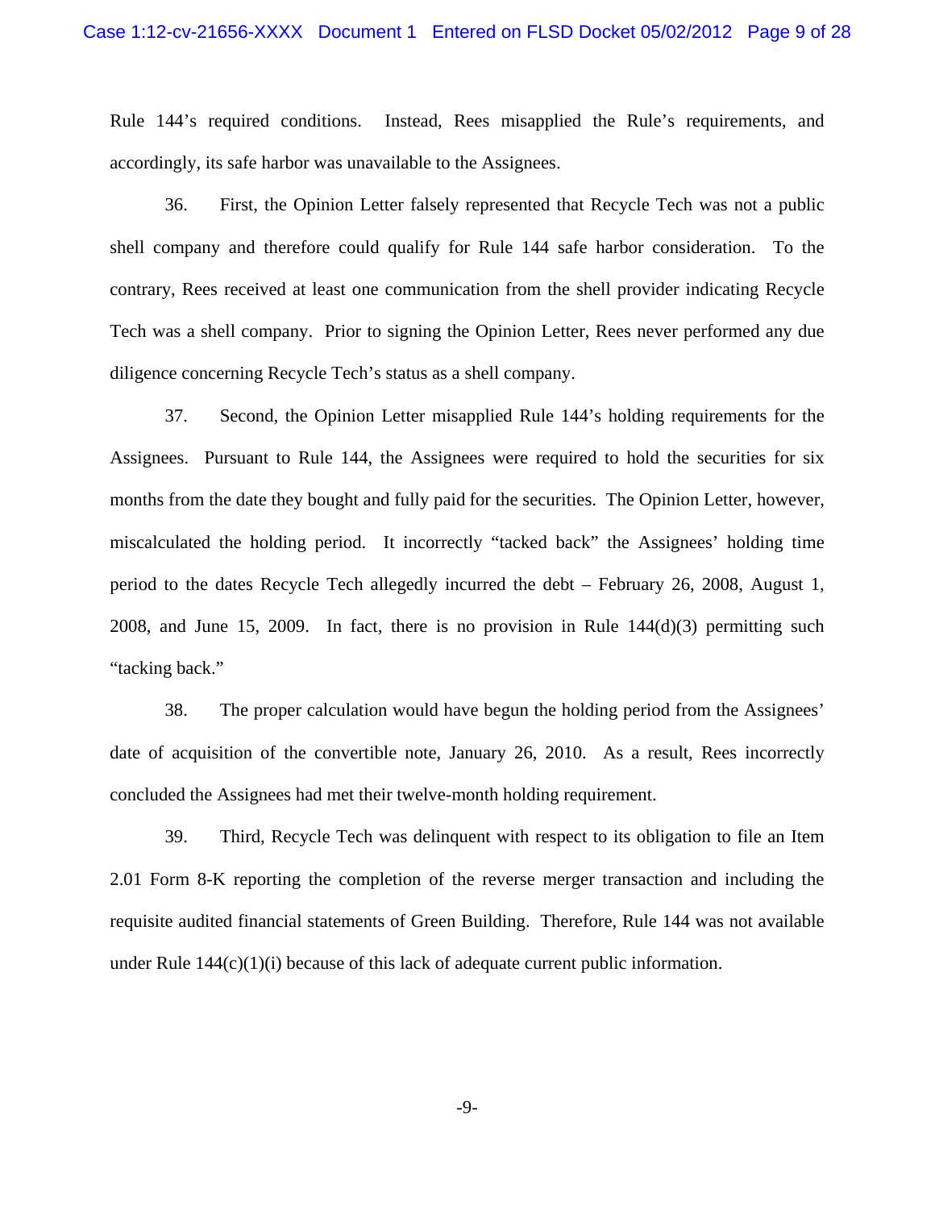Rule 144's required conditions. Instead, Rees misapplied the Rule's requirements, and accordingly, its safe harbor was unavailable to the Assignees.

36. First, the Opinion Letter falsely represented that Recycle Tech was not a public shell company and therefore could qualify for Rule 144 safe harbor consideration. To the contrary, Rees received at least one communication from the shell provider indicating Recycle Tech was a shell company. Prior to signing the Opinion Letter, Rees never performed any due diligence concerning Recycle Tech's status as a shell company.

37. Second, the Opinion Letter misapplied Rule 144's holding requirements for the Assignees. Pursuant to Rule 144, the Assignees were required to hold the securities for six months from the date they bought and fully paid for the securities. The Opinion Letter, however, miscalculated the holding period. It incorrectly "tacked back" the Assignees' holding time period to the dates Recycle Tech allegedly incurred the debt – February 26, 2008, August 1, 2008, and June 15, 2009. In fact, there is no provision in Rule 144(d)(3) permitting such "tacking back."

38. The proper calculation would have begun the holding period from the Assignees' date of acquisition of the convertible note, January 26, 2010. As a result, Rees incorrectly concluded the Assignees had met their twelve-month holding requirement.

39. Third, Recycle Tech was delinquent with respect to its obligation to file an Item 2.01 Form 8-K reporting the completion of the reverse merger transaction and including the requisite audited financial statements of Green Building. Therefore, Rule 144 was not available under Rule 144(c)(1)(i) because of this lack of adequate current public information.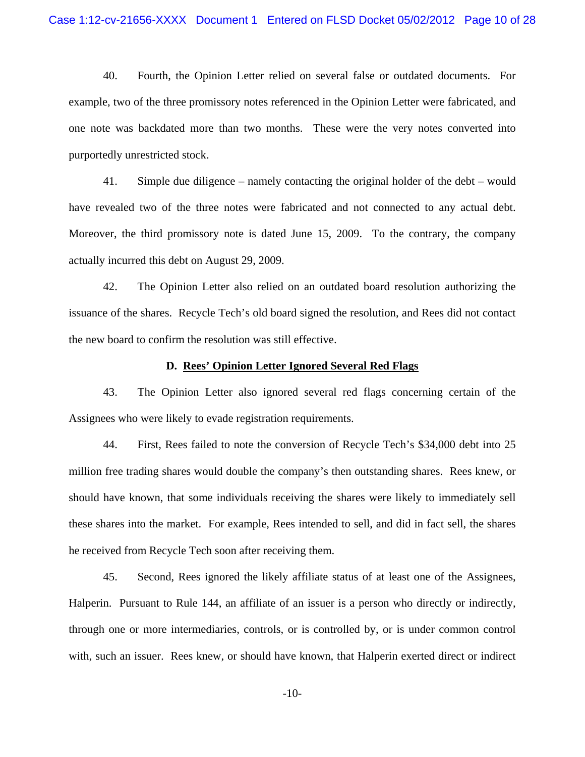40. Fourth, the Opinion Letter relied on several false or outdated documents. For example, two of the three promissory notes referenced in the Opinion Letter were fabricated, and one note was backdated more than two months. These were the very notes converted into purportedly unrestricted stock.

41. Simple due diligence – namely contacting the original holder of the debt – would have revealed two of the three notes were fabricated and not connected to any actual debt. Moreover, the third promissory note is dated June 15, 2009. To the contrary, the company actually incurred this debt on August 29, 2009.

42. The Opinion Letter also relied on an outdated board resolution authorizing the issuance of the shares. Recycle Tech's old board signed the resolution, and Rees did not contact the new board to confirm the resolution was still effective.

### D. Rees' Opinion Letter Ignored Several Red Flags

43. The Opinion Letter also ignored several red flags concerning certain of the Assignees who were likely to evade registration requirements.

44. First, Rees failed to note the conversion of Recycle Tech's $34,000 debt into 25 million free trading shares would double the company's then outstanding shares. Rees knew, or should have known, that some individuals receiving the shares were likely to immediately sell these shares into the market. For example, Rees intended to sell, and did in fact sell, the shares he received from Recycle Tech soon after receiving them.

45. Second, Rees ignored the likely affiliate status of at least one of the Assignees, Halperin. Pursuant to Rule 144, an affiliate of an issuer is a person who directly or indirectly, through one or more intermediaries, controls, or is controlled by, or is under common control with, such an issuer. Rees knew, or should have known, that Halperin exerted direct or indirect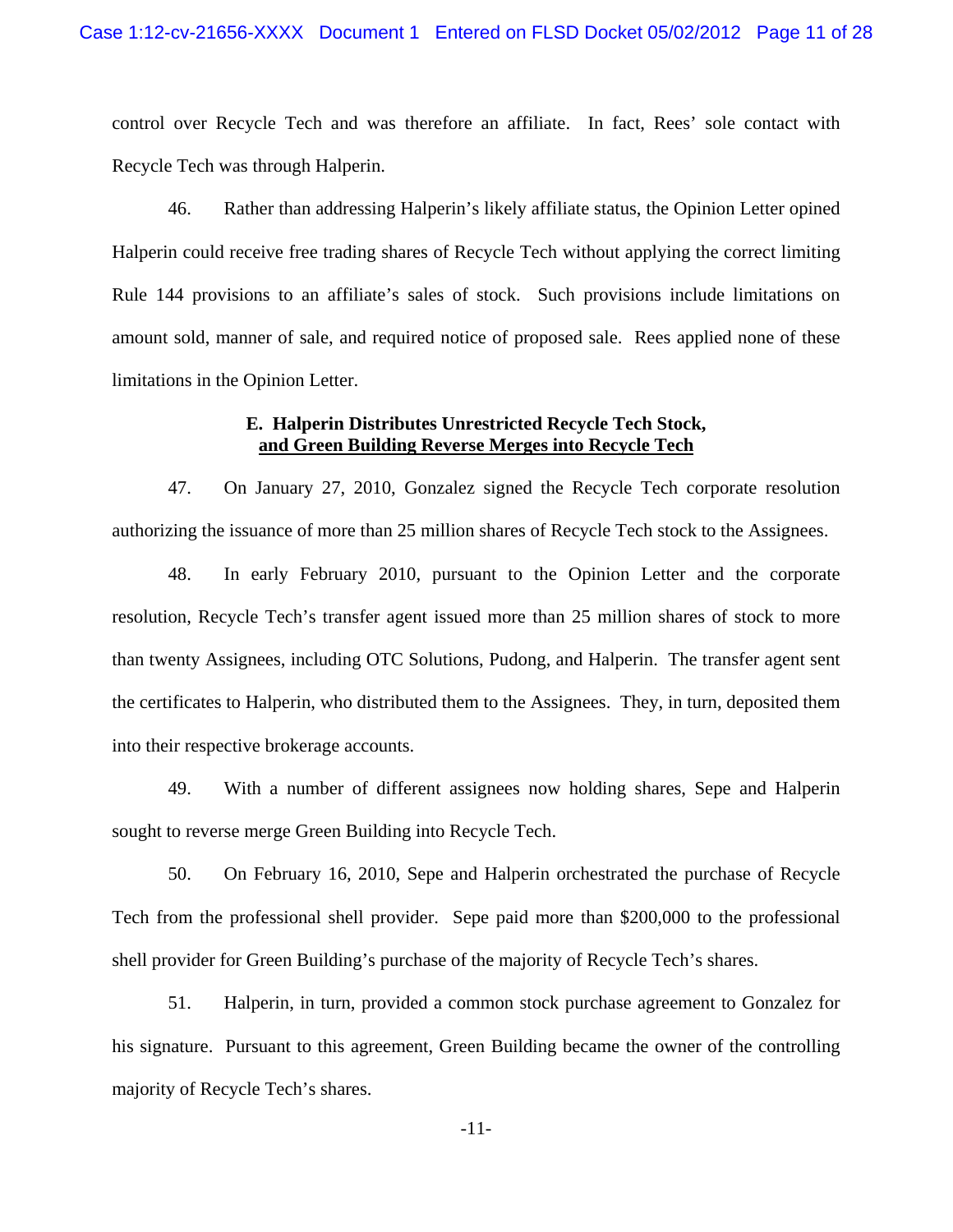control over Recycle Tech and was therefore an affiliate. In fact, Rees' sole contact with Recycle Tech was through Halperin.

46. Rather than addressing Halperin's likely affiliate status, the Opinion Letter opined Halperin could receive free trading shares of Recycle Tech without applying the correct limiting Rule 144 provisions to an affiliate's sales of stock. Such provisions include limitations on amount sold, manner of sale, and required notice of proposed sale. Rees applied none of these limitations in the Opinion Letter.

### E. Halperin Distributes Unrestricted Recycle Tech Stock, and Green Building Reverse Merges into Recycle Tech

47. On January 27, 2010, Gonzalez signed the Recycle Tech corporate resolution authorizing the issuance of more than 25 million shares of Recycle Tech stock to the Assignees.

48. In early February 2010, pursuant to the Opinion Letter and the corporate resolution, Recycle Tech's transfer agent issued more than 25 million shares of stock to more than twenty Assignees, including OTC Solutions, Pudong, and Halperin. The transfer agent sent the certificates to Halperin, who distributed them to the Assignees. They, in turn, deposited them into their respective brokerage accounts.

49. With a number of different assignees now holding shares, Sepe and Halperin sought to reverse merge Green Building into Recycle Tech.

50. On February 16, 2010, Sepe and Halperin orchestrated the purchase of Recycle Tech from the professional shell provider. Sepe paid more than $200,000 to the professional shell provider for Green Building's purchase of the majority of Recycle Tech's shares.

51. Halperin, in turn, provided a common stock purchase agreement to Gonzalez for his signature. Pursuant to this agreement, Green Building became the owner of the controlling majority of Recycle Tech's shares.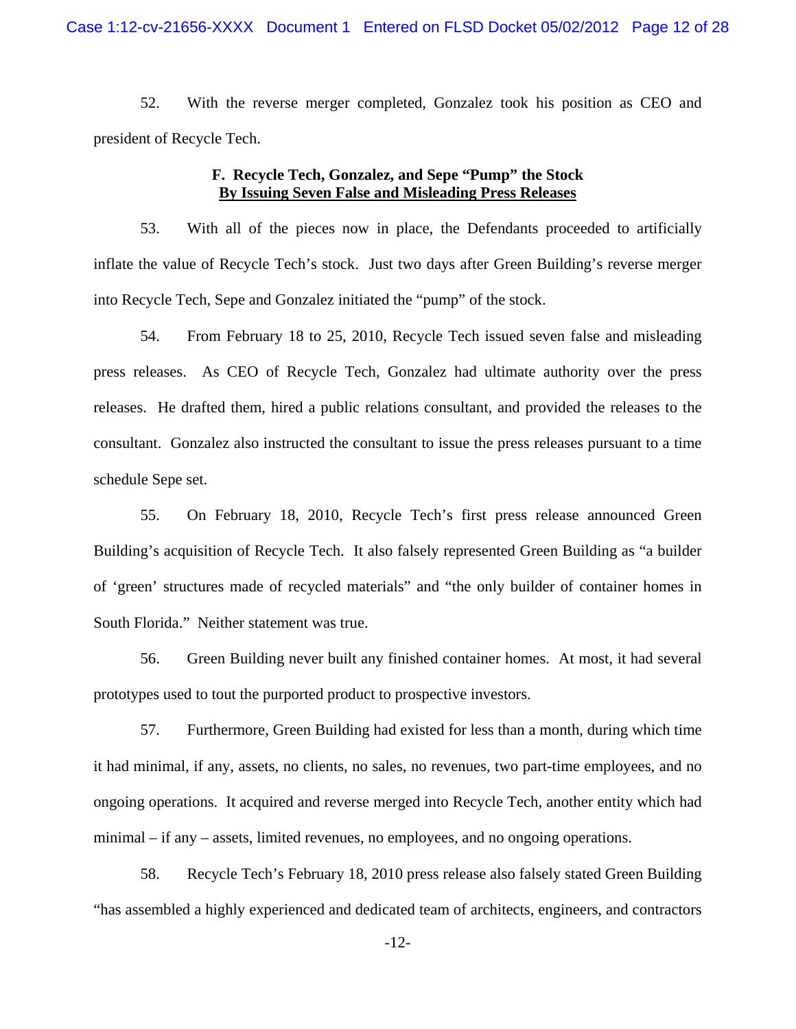52. With the reverse merger completed, Gonzalez took his position as CEO and president of Recycle Tech.

### F. Recycle Tech, Gonzalez, and Sepe "Pump" the Stock By Issuing Seven False and Misleading Press Releases

53. With all of the pieces now in place, the Defendants proceeded to artificially inflate the value of Recycle Tech's stock. Just two days after Green Building's reverse merger into Recycle Tech, Sepe and Gonzalez initiated the "pump" of the stock.

54. From February 18 to 25, 2010, Recycle Tech issued seven false and misleading press releases. As CEO of Recycle Tech, Gonzalez had ultimate authority over the press releases. He drafted them, hired a public relations consultant, and provided the releases to the consultant. Gonzalez also instructed the consultant to issue the press releases pursuant to a time schedule Sepe set.

55. On February 18, 2010, Recycle Tech's first press release announced Green Building's acquisition of Recycle Tech. It also falsely represented Green Building as "a builder of 'green' structures made of recycled materials" and "the only builder of container homes in South Florida." Neither statement was true.

56. Green Building never built any finished container homes. At most, it had several prototypes used to tout the purported product to prospective investors.

57. Furthermore, Green Building had existed for less than a month, during which time it had minimal, if any, assets, no clients, no sales, no revenues, two part-time employees, and no ongoing operations. It acquired and reverse merged into Recycle Tech, another entity which had minimal – if any – assets, limited revenues, no employees, and no ongoing operations.

58. Recycle Tech's February 18, 2010 press release also falsely stated Green Building "has assembled a highly experienced and dedicated team of architects, engineers, and contractors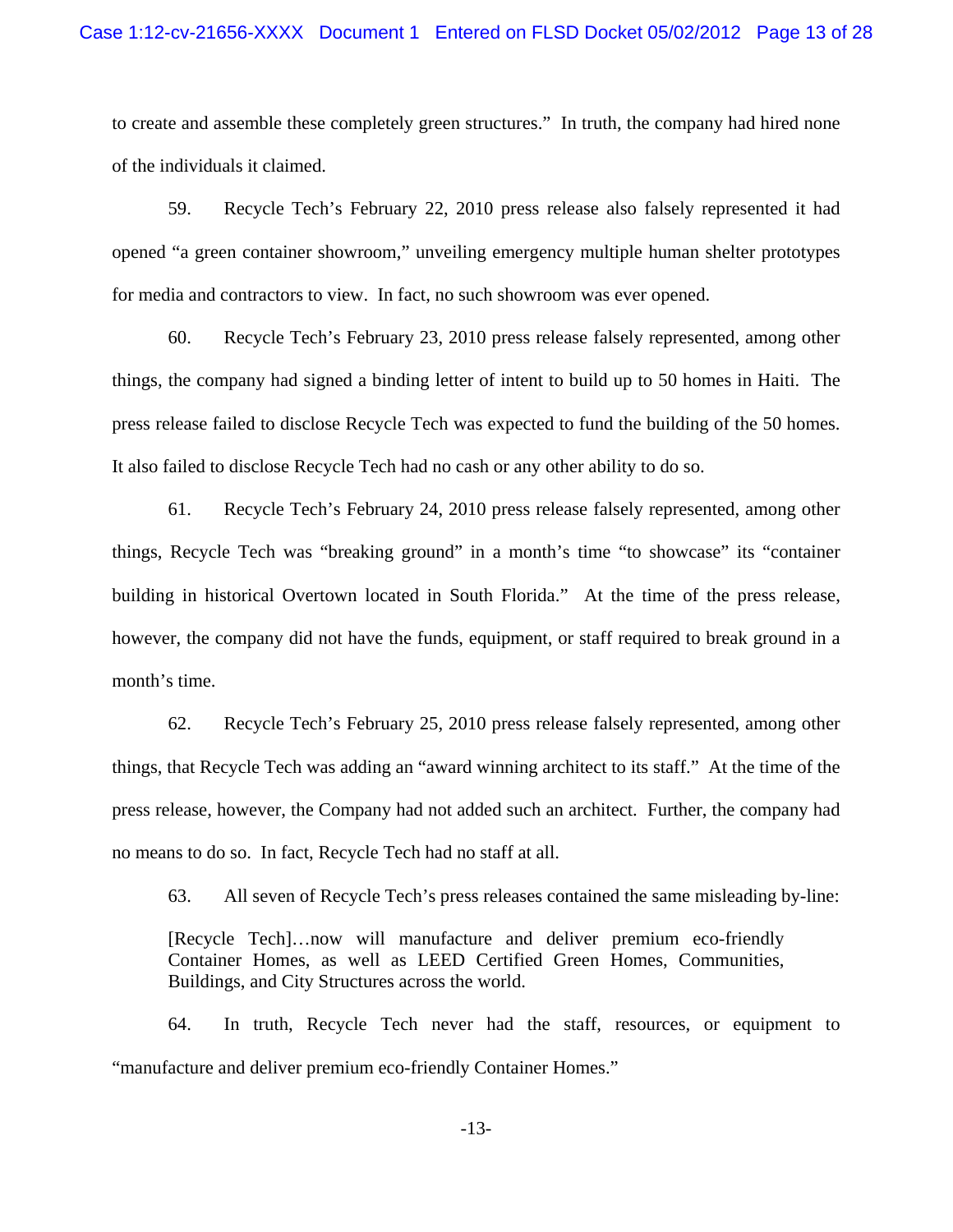to create and assemble these completely green structures." In truth, the company had hired none of the individuals it claimed.

59. Recycle Tech's February 22, 2010 press release also falsely represented it had opened "a green container showroom," unveiling emergency multiple human shelter prototypes for media and contractors to view. In fact, no such showroom was ever opened.

60. Recycle Tech's February 23, 2010 press release falsely represented, among other things, the company had signed a binding letter of intent to build up to 50 homes in Haiti. The press release failed to disclose Recycle Tech was expected to fund the building of the 50 homes. It also failed to disclose Recycle Tech had no cash or any other ability to do so.

61. Recycle Tech's February 24, 2010 press release falsely represented, among other things, Recycle Tech was "breaking ground" in a month's time "to showcase" its "container building in historical Overtown located in South Florida." At the time of the press release, however, the company did not have the funds, equipment, or staff required to break ground in a month's time.

62. Recycle Tech's February 25, 2010 press release falsely represented, among other things, that Recycle Tech was adding an "award winning architect to its staff." At the time of the press release, however, the Company had not added such an architect. Further, the company had no means to do so. In fact, Recycle Tech had no staff at all.

63. All seven of Recycle Tech's press releases contained the same misleading by-line:

> [Recycle Tech]…now will manufacture and deliver premium eco-friendly Container Homes, as well as LEED Certified Green Homes, Communities, Buildings, and City Structures across the world.

64. In truth, Recycle Tech never had the staff, resources, or equipment to "manufacture and deliver premium eco-friendly Container Homes."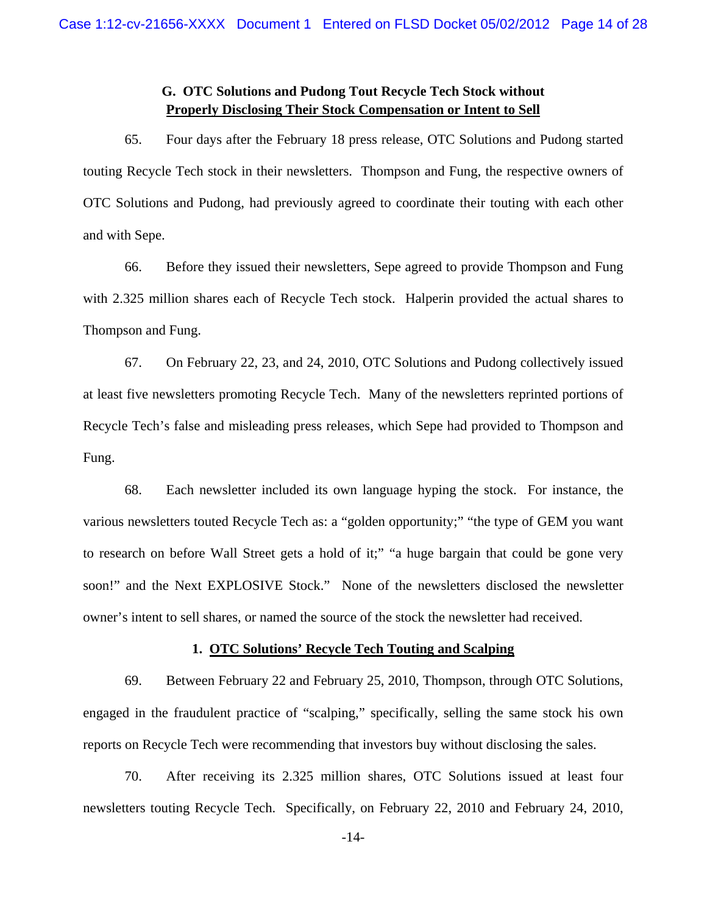### G. OTC Solutions and Pudong Tout Recycle Tech Stock without Properly Disclosing Their Stock Compensation or Intent to Sell

65. Four days after the February 18 press release, OTC Solutions and Pudong started touting Recycle Tech stock in their newsletters. Thompson and Fung, the respective owners of OTC Solutions and Pudong, had previously agreed to coordinate their touting with each other and with Sepe.

66. Before they issued their newsletters, Sepe agreed to provide Thompson and Fung with 2.325 million shares each of Recycle Tech stock. Halperin provided the actual shares to Thompson and Fung.

67. On February 22, 23, and 24, 2010, OTC Solutions and Pudong collectively issued at least five newsletters promoting Recycle Tech. Many of the newsletters reprinted portions of Recycle Tech's false and misleading press releases, which Sepe had provided to Thompson and Fung.

68. Each newsletter included its own language hyping the stock. For instance, the various newsletters touted Recycle Tech as: a "golden opportunity;" "the type of GEM you want to research on before Wall Street gets a hold of it;" "a huge bargain that could be gone very soon!" and the Next EXPLOSIVE Stock." None of the newsletters disclosed the newsletter owner's intent to sell shares, or named the source of the stock the newsletter had received.

#### 1. OTC Solutions' Recycle Tech Touting and Scalping

69. Between February 22 and February 25, 2010, Thompson, through OTC Solutions, engaged in the fraudulent practice of "scalping," specifically, selling the same stock his own reports on Recycle Tech were recommending that investors buy without disclosing the sales.

70. After receiving its 2.325 million shares, OTC Solutions issued at least four newsletters touting Recycle Tech. Specifically, on February 22, 2010 and February 24, 2010,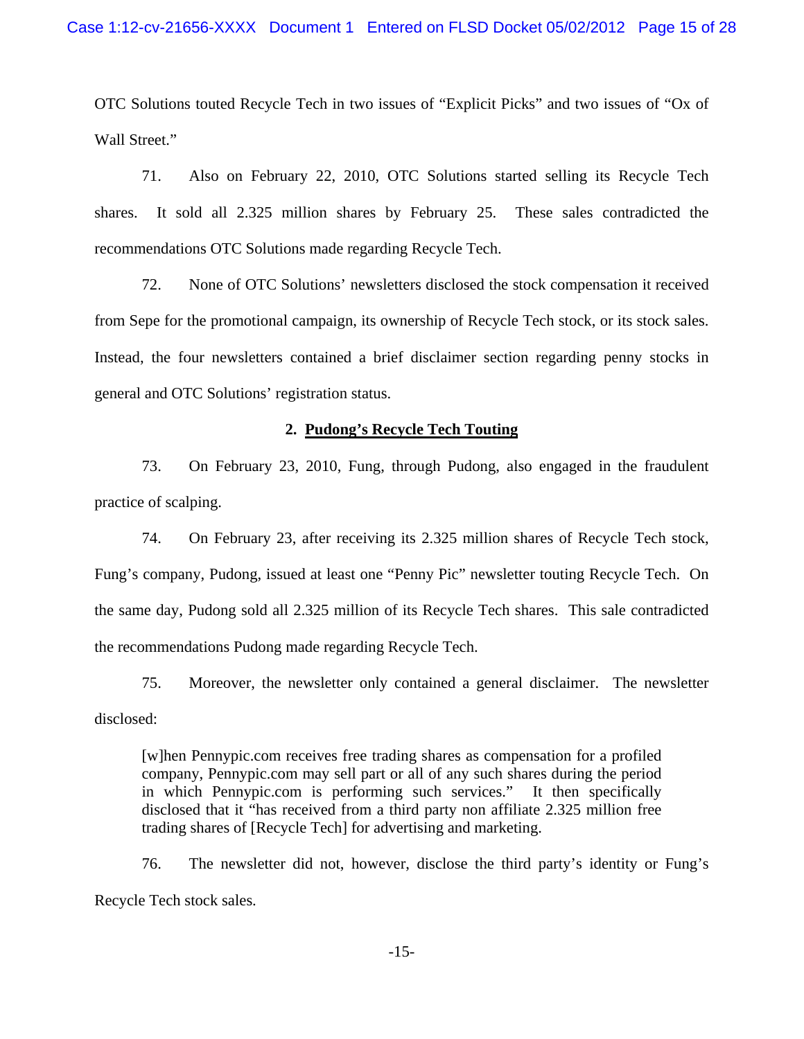OTC Solutions touted Recycle Tech in two issues of "Explicit Picks" and two issues of "Ox of Wall Street."

71. Also on February 22, 2010, OTC Solutions started selling its Recycle Tech shares. It sold all 2.325 million shares by February 25. These sales contradicted the recommendations OTC Solutions made regarding Recycle Tech.

72. None of OTC Solutions' newsletters disclosed the stock compensation it received from Sepe for the promotional campaign, its ownership of Recycle Tech stock, or its stock sales. Instead, the four newsletters contained a brief disclaimer section regarding penny stocks in general and OTC Solutions' registration status.

### 2. Pudong's Recycle Tech Touting

73. On February 23, 2010, Fung, through Pudong, also engaged in the fraudulent practice of scalping.

74. On February 23, after receiving its 2.325 million shares of Recycle Tech stock, Fung's company, Pudong, issued at least one "Penny Pic" newsletter touting Recycle Tech. On the same day, Pudong sold all 2.325 million of its Recycle Tech shares. This sale contradicted the recommendations Pudong made regarding Recycle Tech.

75. Moreover, the newsletter only contained a general disclaimer. The newsletter disclosed:

> [w]hen Pennypic.com receives free trading shares as compensation for a profiled company, Pennypic.com may sell part or all of any such shares during the period in which Pennypic.com is performing such services." It then specifically disclosed that it "has received from a third party non affiliate 2.325 million free trading shares of [Recycle Tech] for advertising and marketing.

76. The newsletter did not, however, disclose the third party's identity or Fung's Recycle Tech stock sales.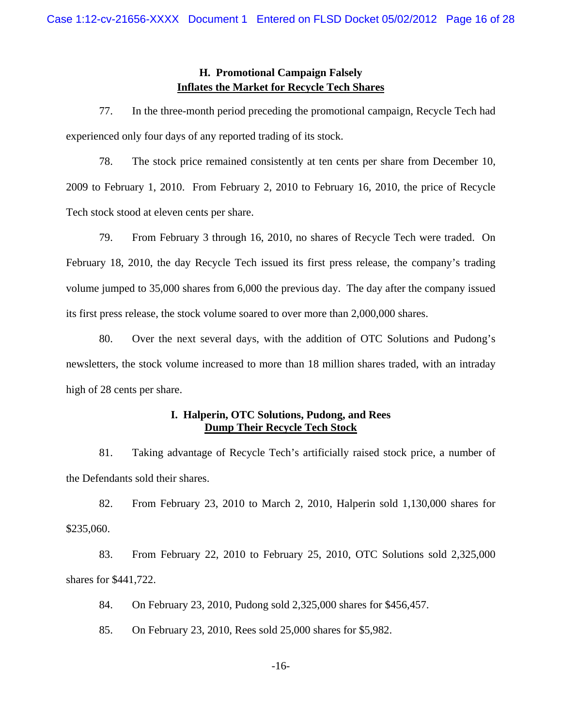## H. Promotional Campaign Falsely Inflates the Market for Recycle Tech Shares

77. In the three-month period preceding the promotional campaign, Recycle Tech had experienced only four days of any reported trading of its stock.

78. The stock price remained consistently at ten cents per share from December 10, 2009 to February 1, 2010. From February 2, 2010 to February 16, 2010, the price of Recycle Tech stock stood at eleven cents per share.

79. From February 3 through 16, 2010, no shares of Recycle Tech were traded. On February 18, 2010, the day Recycle Tech issued its first press release, the company's trading volume jumped to 35,000 shares from 6,000 the previous day. The day after the company issued its first press release, the stock volume soared to over more than 2,000,000 shares.

80. Over the next several days, with the addition of OTC Solutions and Pudong's newsletters, the stock volume increased to more than 18 million shares traded, with an intraday high of 28 cents per share.

## I. Halperin, OTC Solutions, Pudong, and Rees Dump Their Recycle Tech Stock

81. Taking advantage of Recycle Tech's artificially raised stock price, a number of the Defendants sold their shares.

82. From February 23, 2010 to March 2, 2010, Halperin sold 1,130,000 shares for $235,060.

83. From February 22, 2010 to February 25, 2010, OTC Solutions sold 2,325,000 shares for $441,722.

84. On February 23, 2010, Pudong sold 2,325,000 shares for $456,457.

85. On February 23, 2010, Rees sold 25,000 shares for $5,982.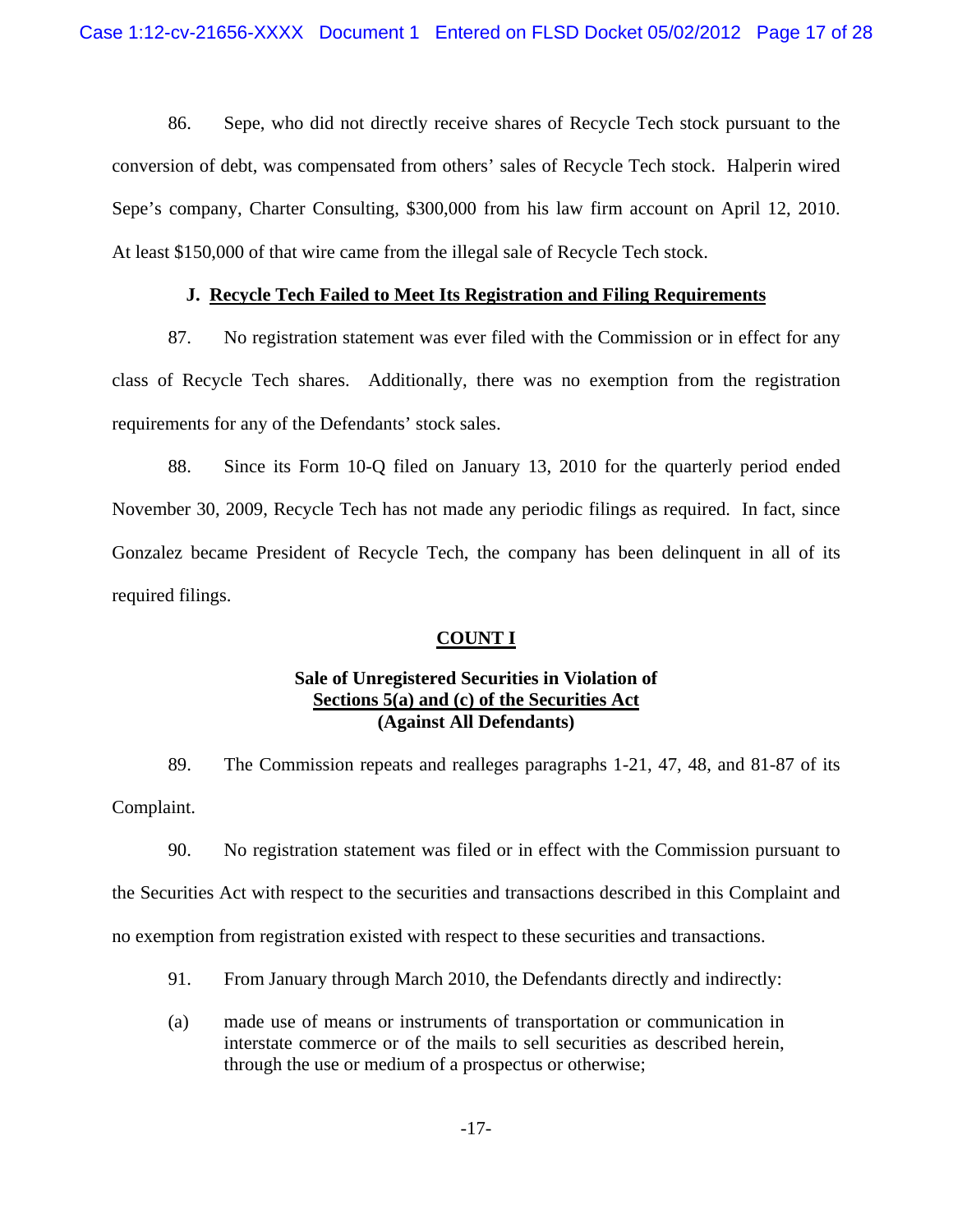86. Sepe, who did not directly receive shares of Recycle Tech stock pursuant to the conversion of debt, was compensated from others' sales of Recycle Tech stock. Halperin wired Sepe's company, Charter Consulting, $300,000 from his law firm account on April 12, 2010. At least $150,000 of that wire came from the illegal sale of Recycle Tech stock.

### J. Recycle Tech Failed to Meet Its Registration and Filing Requirements

87. No registration statement was ever filed with the Commission or in effect for any class of Recycle Tech shares. Additionally, there was no exemption from the registration requirements for any of the Defendants' stock sales.

88. Since its Form 10-Q filed on January 13, 2010 for the quarterly period ended November 30, 2009, Recycle Tech has not made any periodic filings as required. In fact, since Gonzalez became President of Recycle Tech, the company has been delinquent in all of its required filings.

## COUNT I

### Sale of Unregistered Securities in Violation of Sections 5(a) and (c) of the Securities Act (Against All Defendants)

89. The Commission repeats and realleges paragraphs 1-21, 47, 48, and 81-87 of its Complaint.

90. No registration statement was filed or in effect with the Commission pursuant to the Securities Act with respect to the securities and transactions described in this Complaint and no exemption from registration existed with respect to these securities and transactions.

91. From January through March 2010, the Defendants directly and indirectly:

(a) made use of means or instruments of transportation or communication in interstate commerce or of the mails to sell securities as described herein, through the use or medium of a prospectus or otherwise;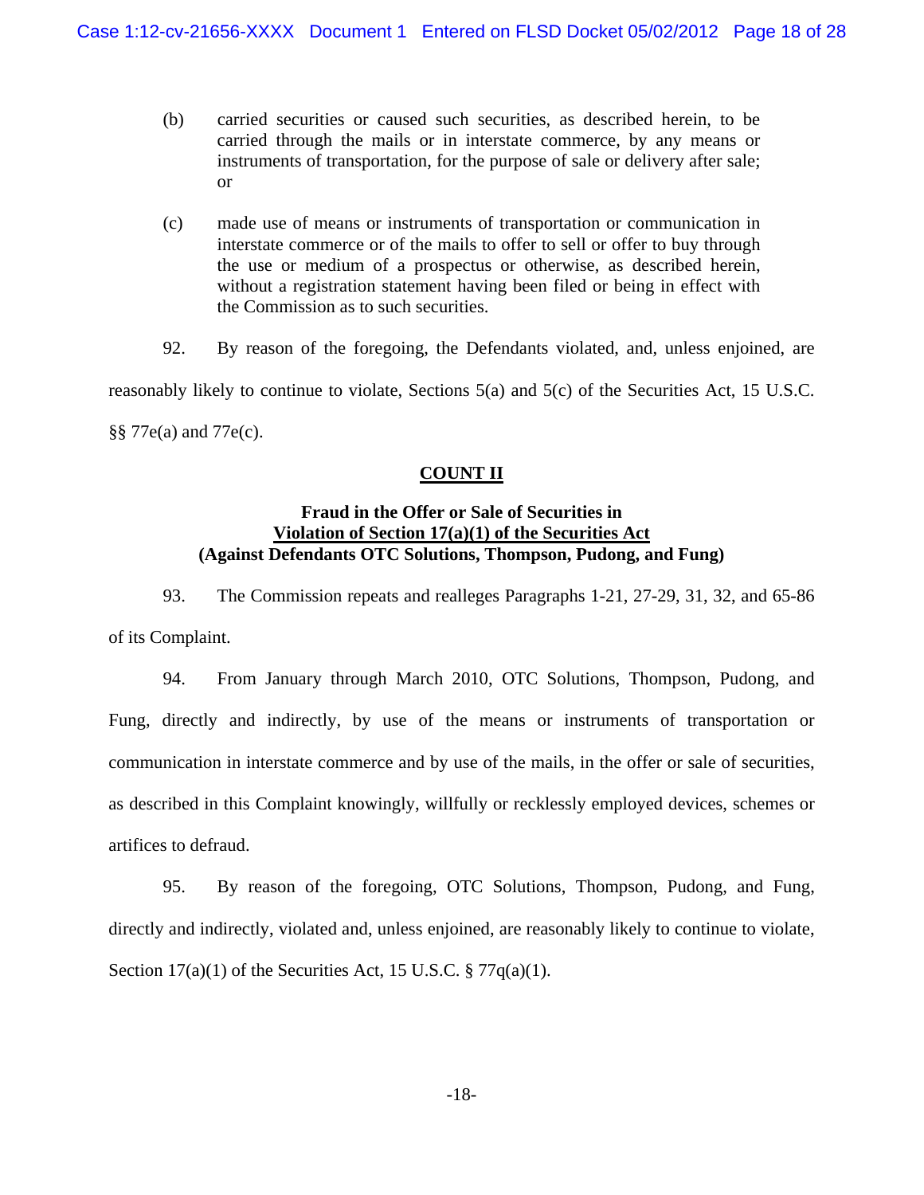(b) carried securities or caused such securities, as described herein, to be carried through the mails or in interstate commerce, by any means or instruments of transportation, for the purpose of sale or delivery after sale; or

(c) made use of means or instruments of transportation or communication in interstate commerce or of the mails to offer to sell or offer to buy through the use or medium of a prospectus or otherwise, as described herein, without a registration statement having been filed or being in effect with the Commission as to such securities.

92. By reason of the foregoing, the Defendants violated, and, unless enjoined, are reasonably likely to continue to violate, Sections 5(a) and 5(c) of the Securities Act, 15 U.S.C. §§ 77e(a) and 77e(c).

## COUNT II

### Fraud in the Offer or Sale of Securities in Violation of Section 17(a)(1) of the Securities Act (Against Defendants OTC Solutions, Thompson, Pudong, and Fung)

93. The Commission repeats and realleges Paragraphs 1-21, 27-29, 31, 32, and 65-86 of its Complaint.

94. From January through March 2010, OTC Solutions, Thompson, Pudong, and Fung, directly and indirectly, by use of the means or instruments of transportation or communication in interstate commerce and by use of the mails, in the offer or sale of securities, as described in this Complaint knowingly, willfully or recklessly employed devices, schemes or artifices to defraud.

95. By reason of the foregoing, OTC Solutions, Thompson, Pudong, and Fung, directly and indirectly, violated and, unless enjoined, are reasonably likely to continue to violate, Section 17(a)(1) of the Securities Act, 15 U.S.C. § 77q(a)(1).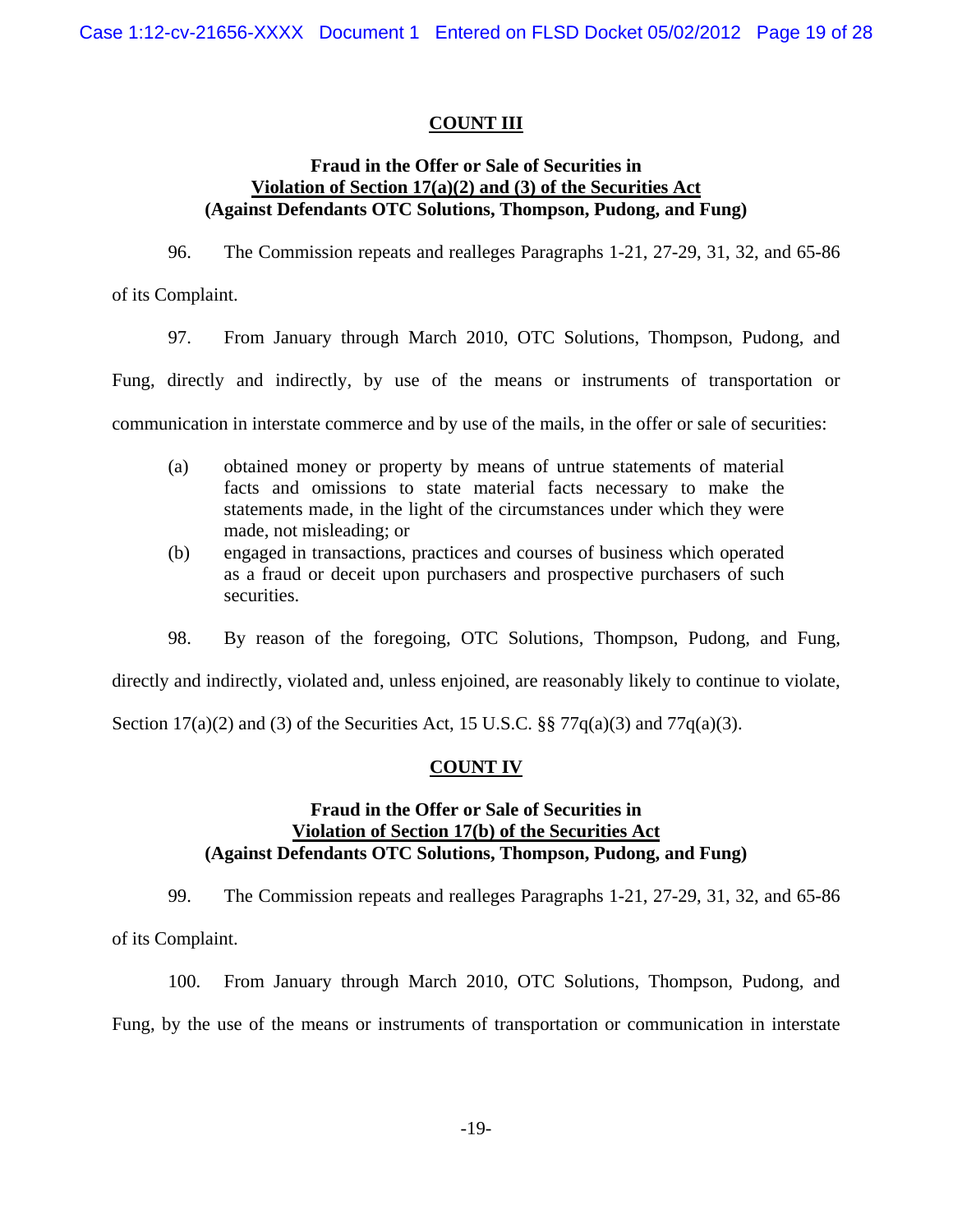## COUNT III

**Fraud in the Offer or Sale of Securities in**
**Violation of Section 17(a)(2) and (3) of the Securities Act**
**(Against Defendants OTC Solutions, Thompson, Pudong, and Fung)**

96. The Commission repeats and realleges Paragraphs 1-21, 27-29, 31, 32, and 65-86 of its Complaint.

97. From January through March 2010, OTC Solutions, Thompson, Pudong, and Fung, directly and indirectly, by use of the means or instruments of transportation or communication in interstate commerce and by use of the mails, in the offer or sale of securities:

(a) obtained money or property by means of untrue statements of material facts and omissions to state material facts necessary to make the statements made, in the light of the circumstances under which they were made, not misleading; or

(b) engaged in transactions, practices and courses of business which operated as a fraud or deceit upon purchasers and prospective purchasers of such securities.

98. By reason of the foregoing, OTC Solutions, Thompson, Pudong, and Fung, directly and indirectly, violated and, unless enjoined, are reasonably likely to continue to violate, Section 17(a)(2) and (3) of the Securities Act, 15 U.S.C. §§ 77q(a)(3) and 77q(a)(3).

## COUNT IV

**Fraud in the Offer or Sale of Securities in**
**Violation of Section 17(b) of the Securities Act**
**(Against Defendants OTC Solutions, Thompson, Pudong, and Fung)**

99. The Commission repeats and realleges Paragraphs 1-21, 27-29, 31, 32, and 65-86 of its Complaint.

100. From January through March 2010, OTC Solutions, Thompson, Pudong, and Fung, by the use of the means or instruments of transportation or communication in interstate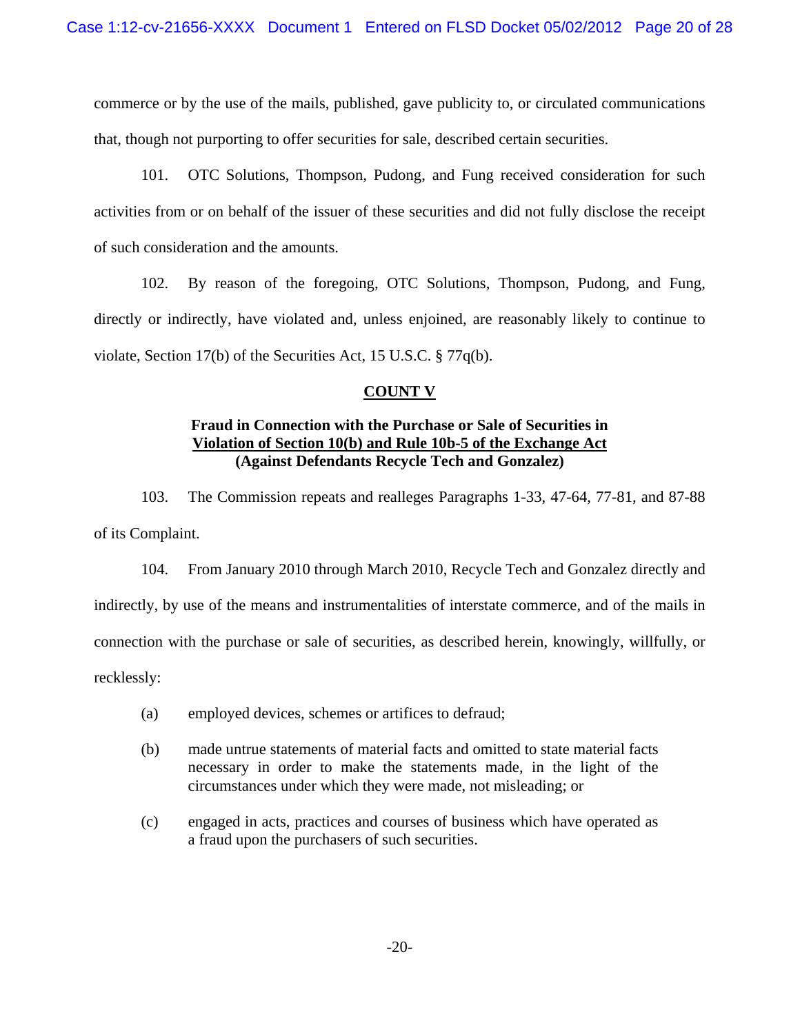commerce or by the use of the mails, published, gave publicity to, or circulated communications that, though not purporting to offer securities for sale, described certain securities.

101. OTC Solutions, Thompson, Pudong, and Fung received consideration for such activities from or on behalf of the issuer of these securities and did not fully disclose the receipt of such consideration and the amounts.

102. By reason of the foregoing, OTC Solutions, Thompson, Pudong, and Fung, directly or indirectly, have violated and, unless enjoined, are reasonably likely to continue to violate, Section 17(b) of the Securities Act, 15 U.S.C. § 77q(b).

## COUNT V

### Fraud in Connection with the Purchase or Sale of Securities in Violation of Section 10(b) and Rule 10b-5 of the Exchange Act (Against Defendants Recycle Tech and Gonzalez)

103. The Commission repeats and realleges Paragraphs 1-33, 47-64, 77-81, and 87-88 of its Complaint.

104. From January 2010 through March 2010, Recycle Tech and Gonzalez directly and indirectly, by use of the means and instrumentalities of interstate commerce, and of the mails in connection with the purchase or sale of securities, as described herein, knowingly, willfully, or recklessly:

(a) employed devices, schemes or artifices to defraud;

(b) made untrue statements of material facts and omitted to state material facts necessary in order to make the statements made, in the light of the circumstances under which they were made, not misleading; or

(c) engaged in acts, practices and courses of business which have operated as a fraud upon the purchasers of such securities.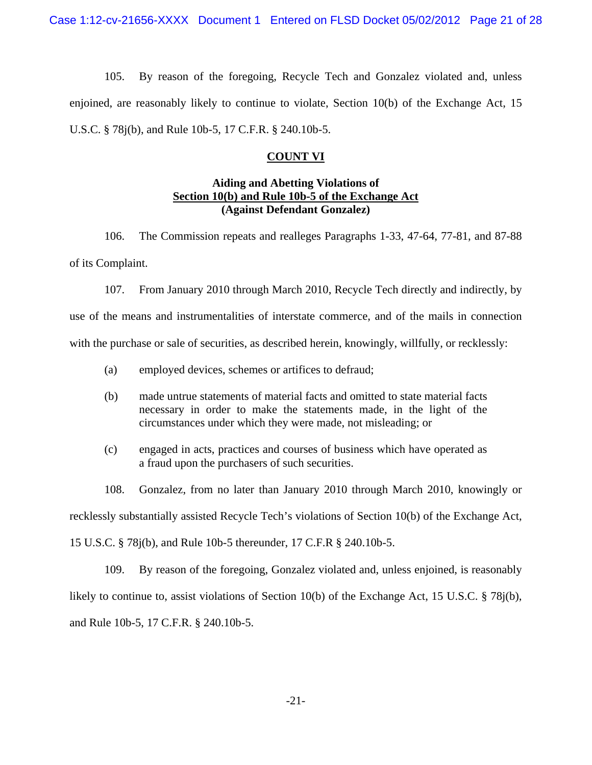105. By reason of the foregoing, Recycle Tech and Gonzalez violated and, unless enjoined, are reasonably likely to continue to violate, Section 10(b) of the Exchange Act, 15 U.S.C. § 78j(b), and Rule 10b-5, 17 C.F.R. § 240.10b-5.

## COUNT VI

### Aiding and Abetting Violations of Section 10(b) and Rule 10b-5 of the Exchange Act (Against Defendant Gonzalez)

106. The Commission repeats and realleges Paragraphs 1-33, 47-64, 77-81, and 87-88 of its Complaint.

107. From January 2010 through March 2010, Recycle Tech directly and indirectly, by use of the means and instrumentalities of interstate commerce, and of the mails in connection with the purchase or sale of securities, as described herein, knowingly, willfully, or recklessly:

(a) employed devices, schemes or artifices to defraud;

(b) made untrue statements of material facts and omitted to state material facts necessary in order to make the statements made, in the light of the circumstances under which they were made, not misleading; or

(c) engaged in acts, practices and courses of business which have operated as a fraud upon the purchasers of such securities.

108. Gonzalez, from no later than January 2010 through March 2010, knowingly or recklessly substantially assisted Recycle Tech's violations of Section 10(b) of the Exchange Act, 15 U.S.C. § 78j(b), and Rule 10b-5 thereunder, 17 C.F.R § 240.10b-5.

109. By reason of the foregoing, Gonzalez violated and, unless enjoined, is reasonably likely to continue to, assist violations of Section 10(b) of the Exchange Act, 15 U.S.C. § 78j(b), and Rule 10b-5, 17 C.F.R. § 240.10b-5.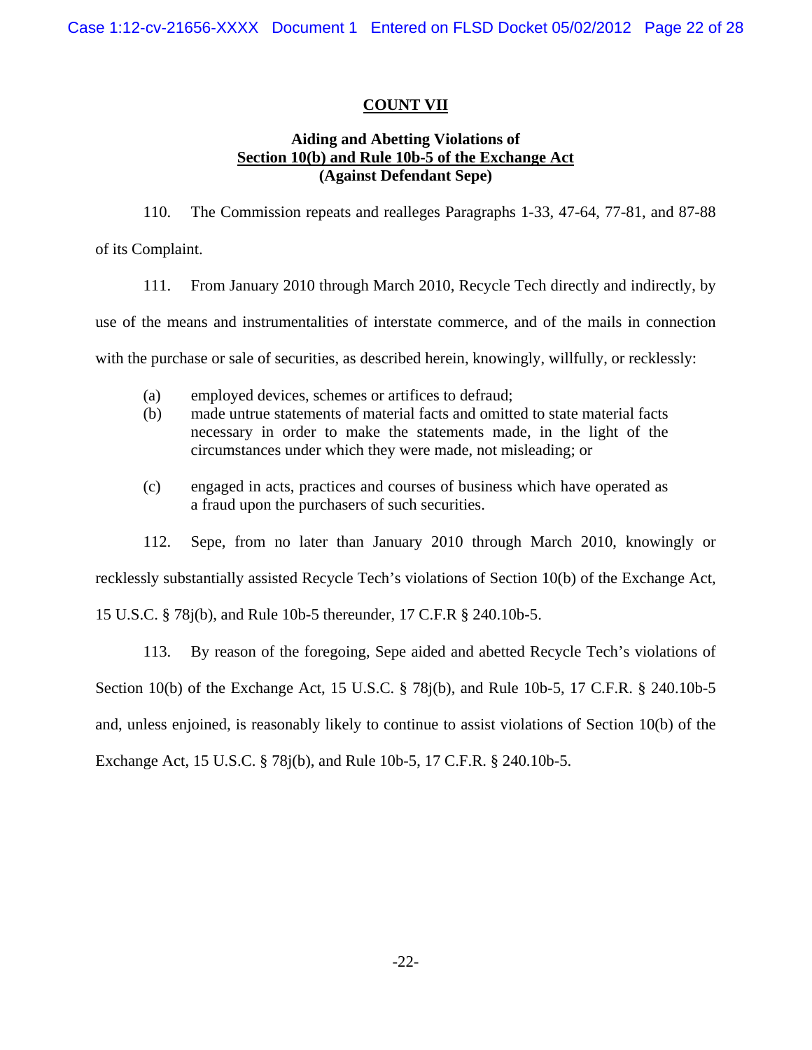## COUNT VII

### Aiding and Abetting Violations of Section 10(b) and Rule 10b-5 of the Exchange Act (Against Defendant Sepe)

110. The Commission repeats and realleges Paragraphs 1-33, 47-64, 77-81, and 87-88 of its Complaint.

111. From January 2010 through March 2010, Recycle Tech directly and indirectly, by use of the means and instrumentalities of interstate commerce, and of the mails in connection with the purchase or sale of securities, as described herein, knowingly, willfully, or recklessly:

(a) employed devices, schemes or artifices to defraud;

(b) made untrue statements of material facts and omitted to state material facts necessary in order to make the statements made, in the light of the circumstances under which they were made, not misleading; or

(c) engaged in acts, practices and courses of business which have operated as a fraud upon the purchasers of such securities.

112. Sepe, from no later than January 2010 through March 2010, knowingly or recklessly substantially assisted Recycle Tech's violations of Section 10(b) of the Exchange Act, 15 U.S.C. § 78j(b), and Rule 10b-5 thereunder, 17 C.F.R § 240.10b-5.

113. By reason of the foregoing, Sepe aided and abetted Recycle Tech's violations of Section 10(b) of the Exchange Act, 15 U.S.C. § 78j(b), and Rule 10b-5, 17 C.F.R. § 240.10b-5 and, unless enjoined, is reasonably likely to continue to assist violations of Section 10(b) of the Exchange Act, 15 U.S.C. § 78j(b), and Rule 10b-5, 17 C.F.R. § 240.10b-5.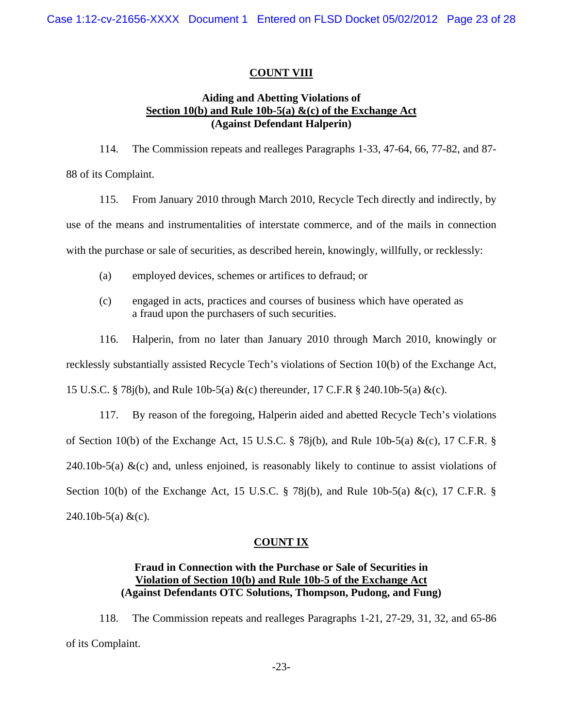## COUNT VIII

### Aiding and Abetting Violations of Section 10(b) and Rule 10b-5(a) &(c) of the Exchange Act (Against Defendant Halperin)

114. The Commission repeats and realleges Paragraphs 1-33, 47-64, 66, 77-82, and 87-88 of its Complaint.

115. From January 2010 through March 2010, Recycle Tech directly and indirectly, by use of the means and instrumentalities of interstate commerce, and of the mails in connection with the purchase or sale of securities, as described herein, knowingly, willfully, or recklessly:

(a) employed devices, schemes or artifices to defraud; or

(c) engaged in acts, practices and courses of business which have operated as a fraud upon the purchasers of such securities.

116. Halperin, from no later than January 2010 through March 2010, knowingly or recklessly substantially assisted Recycle Tech's violations of Section 10(b) of the Exchange Act, 15 U.S.C. § 78j(b), and Rule 10b-5(a) &(c) thereunder, 17 C.F.R § 240.10b-5(a) &(c).

117. By reason of the foregoing, Halperin aided and abetted Recycle Tech's violations of Section 10(b) of the Exchange Act, 15 U.S.C. § 78j(b), and Rule 10b-5(a) &(c), 17 C.F.R. § 240.10b-5(a) &(c) and, unless enjoined, is reasonably likely to continue to assist violations of Section 10(b) of the Exchange Act, 15 U.S.C. § 78j(b), and Rule 10b-5(a) &(c), 17 C.F.R. § 240.10b-5(a) &(c).

## COUNT IX

### Fraud in Connection with the Purchase or Sale of Securities in Violation of Section 10(b) and Rule 10b-5 of the Exchange Act (Against Defendants OTC Solutions, Thompson, Pudong, and Fung)

118. The Commission repeats and realleges Paragraphs 1-21, 27-29, 31, 32, and 65-86 of its Complaint.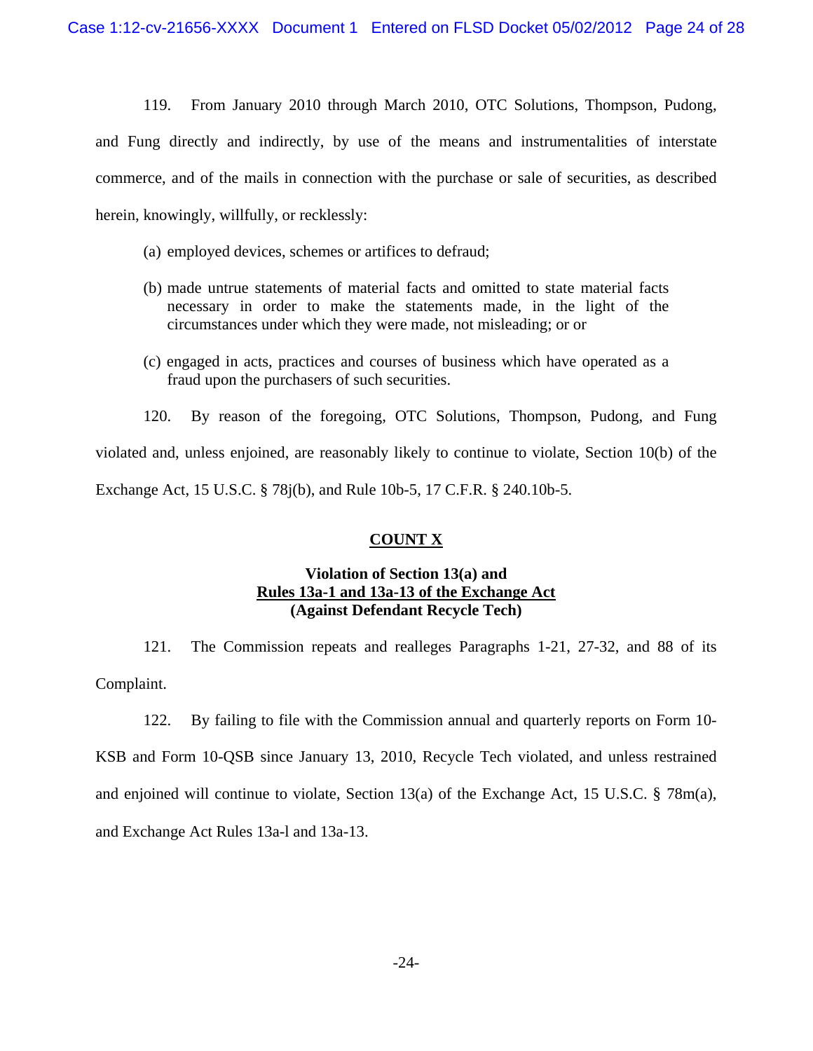119. From January 2010 through March 2010, OTC Solutions, Thompson, Pudong, and Fung directly and indirectly, by use of the means and instrumentalities of interstate commerce, and of the mails in connection with the purchase or sale of securities, as described herein, knowingly, willfully, or recklessly:

(a) employed devices, schemes or artifices to defraud;

(b) made untrue statements of material facts and omitted to state material facts necessary in order to make the statements made, in the light of the circumstances under which they were made, not misleading; or or

(c) engaged in acts, practices and courses of business which have operated as a fraud upon the purchasers of such securities.

120. By reason of the foregoing, OTC Solutions, Thompson, Pudong, and Fung violated and, unless enjoined, are reasonably likely to continue to violate, Section 10(b) of the Exchange Act, 15 U.S.C. § 78j(b), and Rule 10b-5, 17 C.F.R. § 240.10b-5.

**COUNT X**

**Violation of Section 13(a) and**
**Rules 13a-1 and 13a-13 of the Exchange Act**
**(Against Defendant Recycle Tech)**

121. The Commission repeats and realleges Paragraphs 1-21, 27-32, and 88 of its Complaint.

122. By failing to file with the Commission annual and quarterly reports on Form 10-KSB and Form 10-QSB since January 13, 2010, Recycle Tech violated, and unless restrained and enjoined will continue to violate, Section 13(a) of the Exchange Act, 15 U.S.C. § 78m(a), and Exchange Act Rules 13a-l and 13a-13.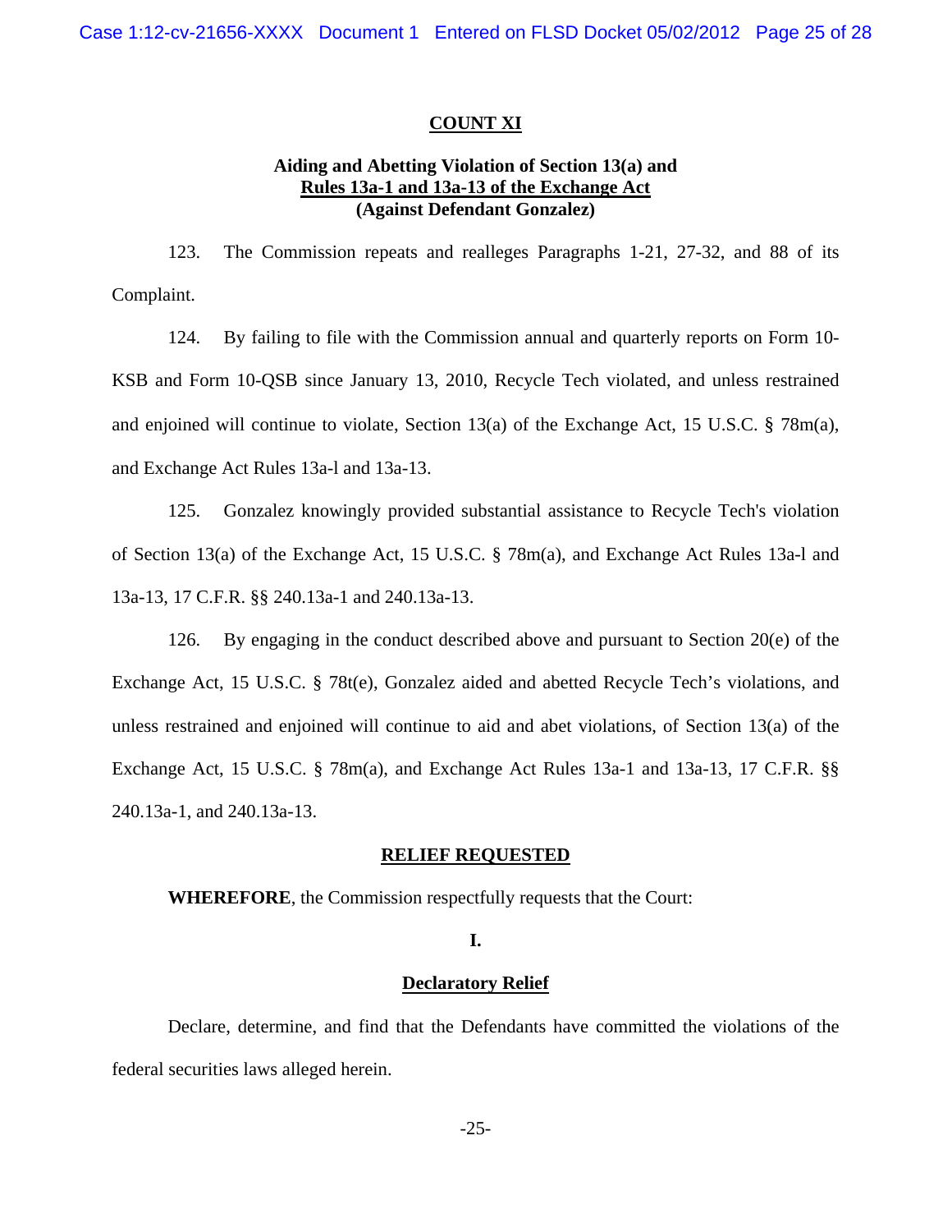## COUNT XI

### Aiding and Abetting Violation of Section 13(a) and Rules 13a-1 and 13a-13 of the Exchange Act (Against Defendant Gonzalez)

123. The Commission repeats and realleges Paragraphs 1-21, 27-32, and 88 of its Complaint.

124. By failing to file with the Commission annual and quarterly reports on Form 10-KSB and Form 10-QSB since January 13, 2010, Recycle Tech violated, and unless restrained and enjoined will continue to violate, Section 13(a) of the Exchange Act, 15 U.S.C. § 78m(a), and Exchange Act Rules 13a-l and 13a-13.

125. Gonzalez knowingly provided substantial assistance to Recycle Tech's violation of Section 13(a) of the Exchange Act, 15 U.S.C. § 78m(a), and Exchange Act Rules 13a-l and 13a-13, 17 C.F.R. §§ 240.13a-1 and 240.13a-13.

126. By engaging in the conduct described above and pursuant to Section 20(e) of the Exchange Act, 15 U.S.C. § 78t(e), Gonzalez aided and abetted Recycle Tech's violations, and unless restrained and enjoined will continue to aid and abet violations, of Section 13(a) of the Exchange Act, 15 U.S.C. § 78m(a), and Exchange Act Rules 13a-1 and 13a-13, 17 C.F.R. §§ 240.13a-1, and 240.13a-13.

## RELIEF REQUESTED

**WHEREFORE**, the Commission respectfully requests that the Court:

**I.**

**Declaratory Relief**

Declare, determine, and find that the Defendants have committed the violations of the federal securities laws alleged herein.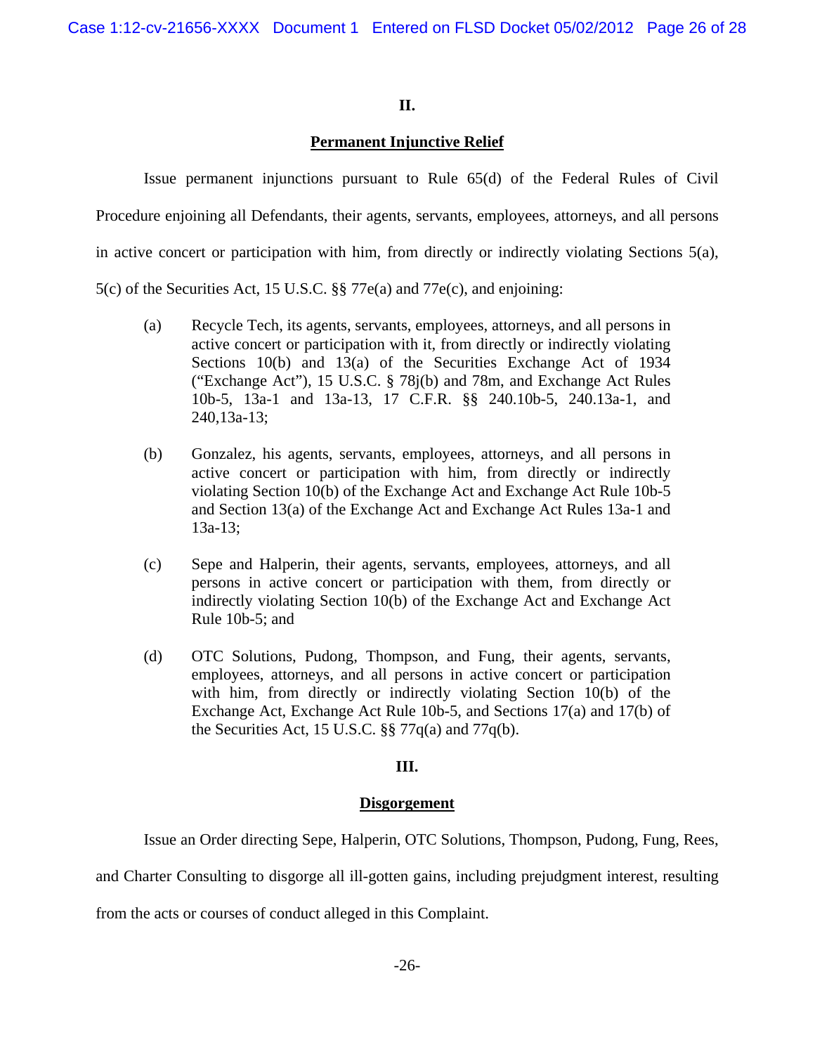## II.

## Permanent Injunctive Relief

Issue permanent injunctions pursuant to Rule 65(d) of the Federal Rules of Civil Procedure enjoining all Defendants, their agents, servants, employees, attorneys, and all persons in active concert or participation with him, from directly or indirectly violating Sections 5(a), 5(c) of the Securities Act, 15 U.S.C. §§ 77e(a) and 77e(c), and enjoining:

(a) Recycle Tech, its agents, servants, employees, attorneys, and all persons in active concert or participation with it, from directly or indirectly violating Sections 10(b) and 13(a) of the Securities Exchange Act of 1934 ("Exchange Act"), 15 U.S.C. § 78j(b) and 78m, and Exchange Act Rules 10b-5, 13a-1 and 13a-13, 17 C.F.R. §§ 240.10b-5, 240.13a-1, and 240,13a-13;

(b) Gonzalez, his agents, servants, employees, attorneys, and all persons in active concert or participation with him, from directly or indirectly violating Section 10(b) of the Exchange Act and Exchange Act Rule 10b-5 and Section 13(a) of the Exchange Act and Exchange Act Rules 13a-1 and 13a-13;

(c) Sepe and Halperin, their agents, servants, employees, attorneys, and all persons in active concert or participation with them, from directly or indirectly violating Section 10(b) of the Exchange Act and Exchange Act Rule 10b-5; and

(d) OTC Solutions, Pudong, Thompson, and Fung, their agents, servants, employees, attorneys, and all persons in active concert or participation with him, from directly or indirectly violating Section 10(b) of the Exchange Act, Exchange Act Rule 10b-5, and Sections 17(a) and 17(b) of the Securities Act, 15 U.S.C. §§ 77q(a) and 77q(b).

## III.

## Disgorgement

Issue an Order directing Sepe, Halperin, OTC Solutions, Thompson, Pudong, Fung, Rees, and Charter Consulting to disgorge all ill-gotten gains, including prejudgment interest, resulting from the acts or courses of conduct alleged in this Complaint.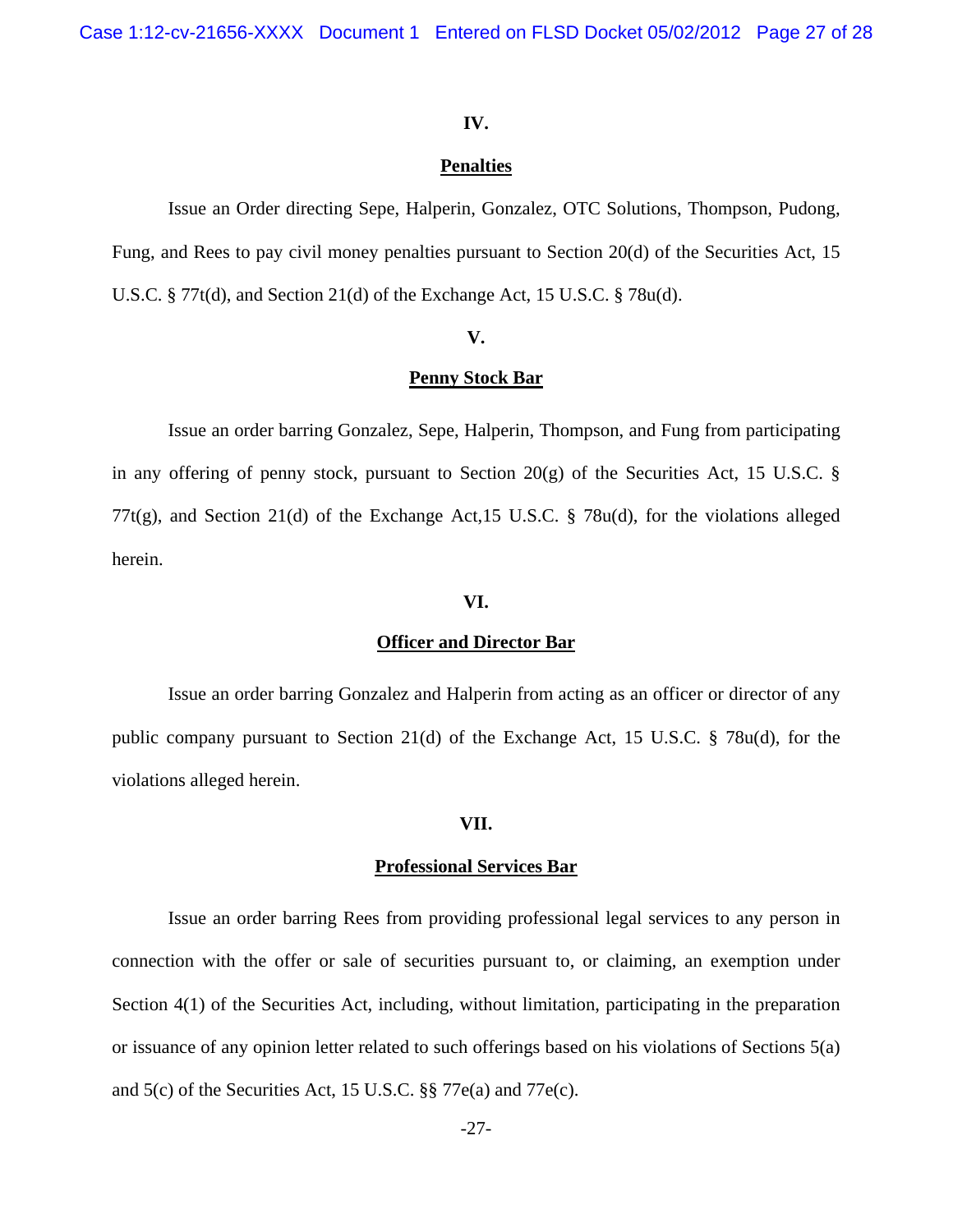**IV.**

**Penalties**

Issue an Order directing Sepe, Halperin, Gonzalez, OTC Solutions, Thompson, Pudong, Fung, and Rees to pay civil money penalties pursuant to Section 20(d) of the Securities Act, 15 U.S.C. § 77t(d), and Section 21(d) of the Exchange Act, 15 U.S.C. § 78u(d).

**V.**

**Penny Stock Bar**

Issue an order barring Gonzalez, Sepe, Halperin, Thompson, and Fung from participating in any offering of penny stock, pursuant to Section 20(g) of the Securities Act, 15 U.S.C. § 77t(g), and Section 21(d) of the Exchange Act,15 U.S.C. § 78u(d), for the violations alleged herein.

**VI.**

**Officer and Director Bar**

Issue an order barring Gonzalez and Halperin from acting as an officer or director of any public company pursuant to Section 21(d) of the Exchange Act, 15 U.S.C. § 78u(d), for the violations alleged herein.

**VII.**

**Professional Services Bar**

Issue an order barring Rees from providing professional legal services to any person in connection with the offer or sale of securities pursuant to, or claiming, an exemption under Section 4(1) of the Securities Act, including, without limitation, participating in the preparation or issuance of any opinion letter related to such offerings based on his violations of Sections 5(a) and 5(c) of the Securities Act, 15 U.S.C. §§ 77e(a) and 77e(c).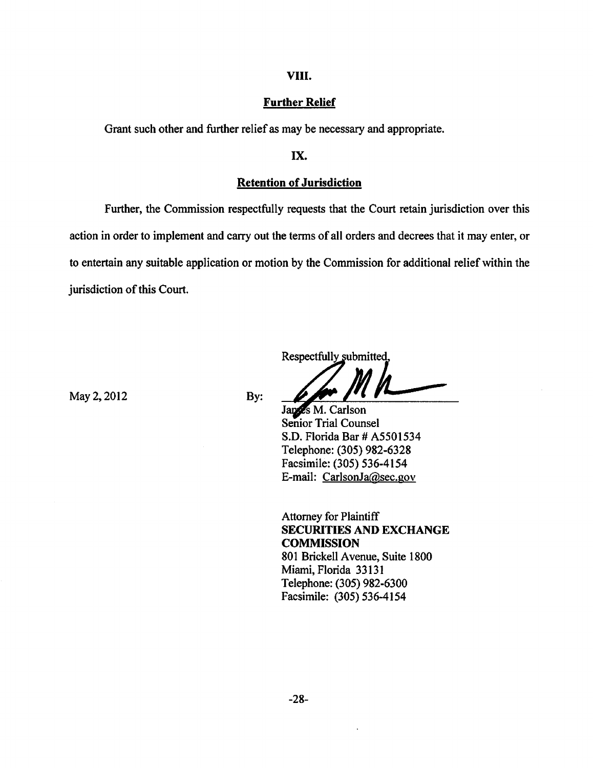## VIII.

### Further Relief

Grant such other and further relief as may be necessary and appropriate.

## IX.

### Retention of Jurisdiction

Further, the Commission respectfully requests that the Court retain jurisdiction over this action in order to implement and carry out the terms of all orders and decrees that it may enter, or to entertain any suitable application or motion by the Commission for additional relief within the jurisdiction of this Court.

May 2, 2012

Respectfully submitted,

By: ______________________

James M. Carlson
Senior Trial Counsel
S.D. Florida Bar # A5501534
Telephone: (305) 982-6328
Facsimile: (305) 536-4154
E-mail: CarlsonJa@sec.gov

Attorney for Plaintiff
**SECURITIES AND EXCHANGE COMMISSION**
801 Brickell Avenue, Suite 1800
Miami, Florida 33131
Telephone: (305) 982-6300
Facsimile: (305) 536-4154